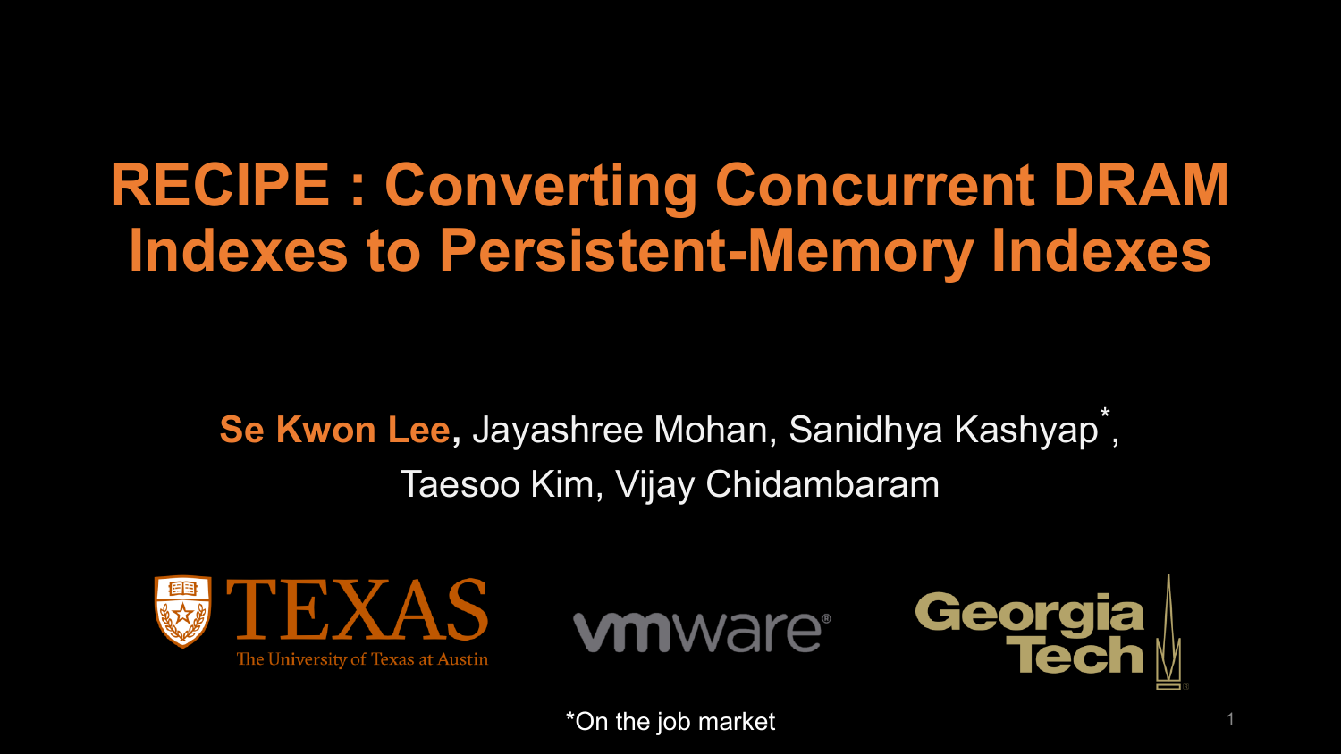# RECIPE : Converting Concurrent DRAM Indexes to Persistent-Memory Indexes

**Se Kwon Lee**, Jayashree Mohan, Sanidhya Kashyap*, Taesoo Kim, Vijay Chidambaram

TEXAS — The University of Texas at Austin

vmware

Georgia Tech

*On the job market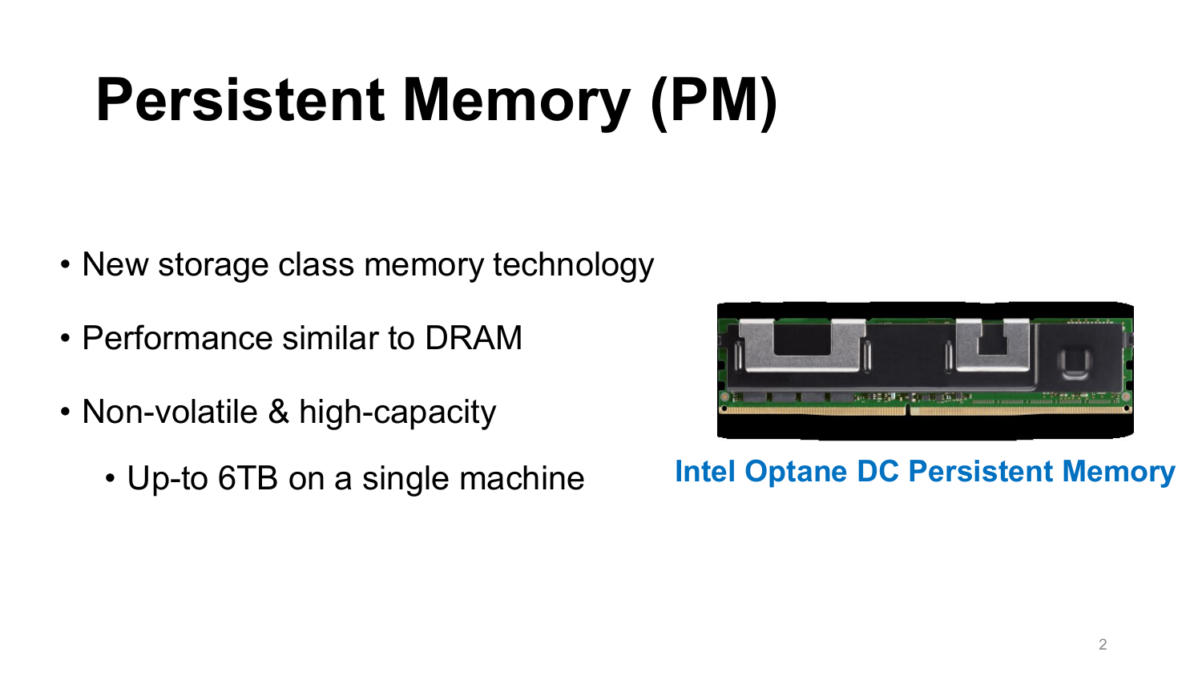# Persistent Memory (PM)

- New storage class memory technology
- Performance similar to DRAM
- Non-volatile & high-capacity
  - Up-to 6TB on a single machine

**Intel Optane DC Persistent Memory**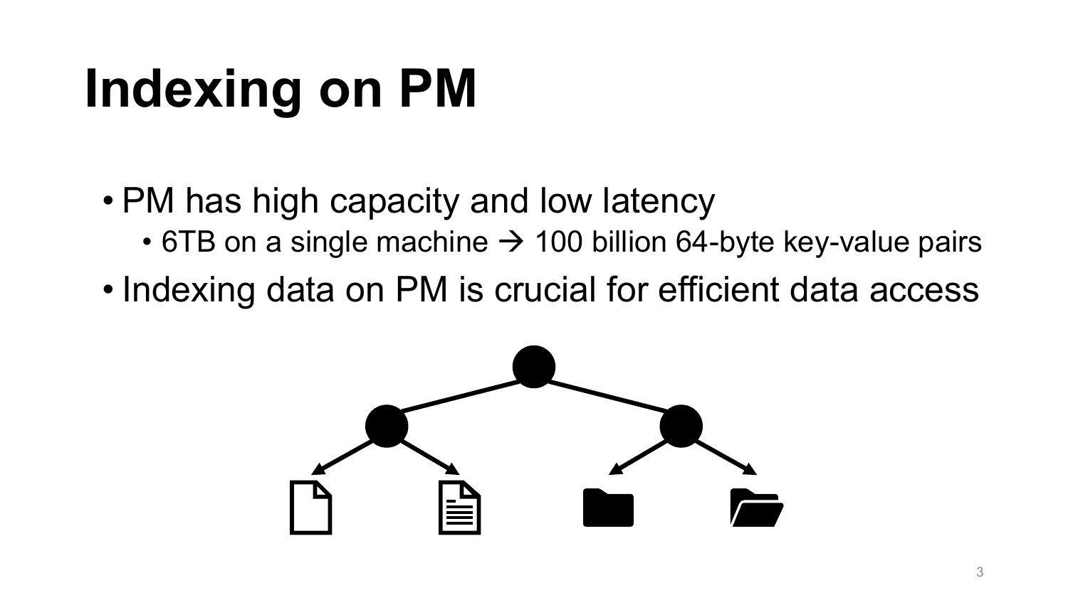# Indexing on PM

- PM has high capacity and low latency
  - 6TB on a single machine → 100 billion 64-byte key-value pairs
- Indexing data on PM is crucial for efficient data access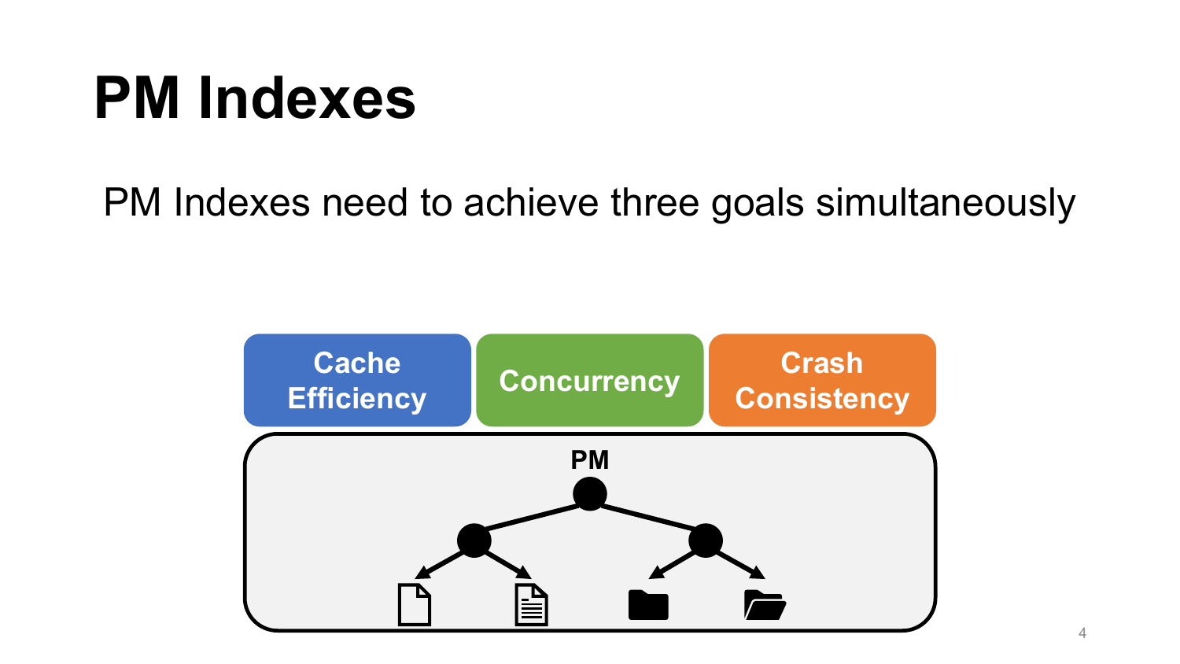# PM Indexes

PM Indexes need to achieve three goals simultaneously

Cache Efficiency

Concurrency

Crash Consistency

PM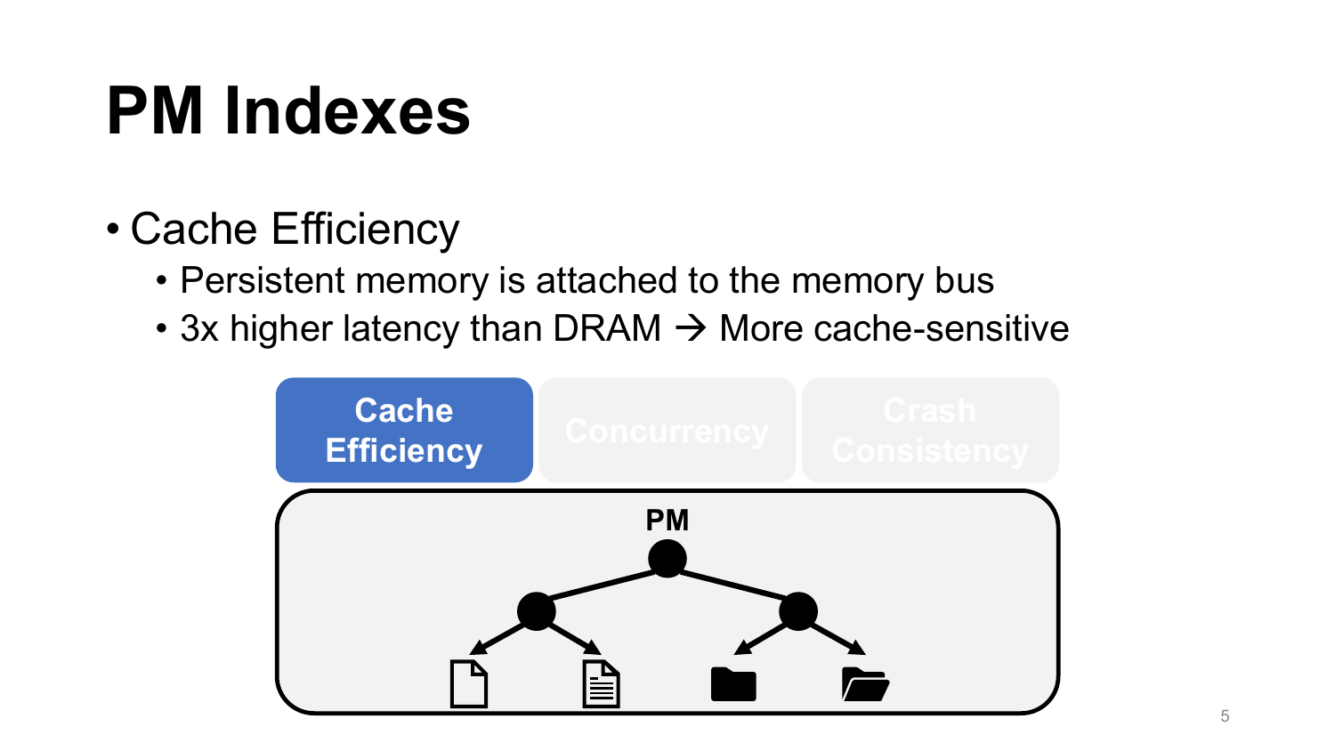# PM Indexes

- Cache Efficiency
  - Persistent memory is attached to the memory bus
  - 3x higher latency than DRAM → More cache-sensitive

**Cache Efficiency** | Concurrency | Crash Consistency

PM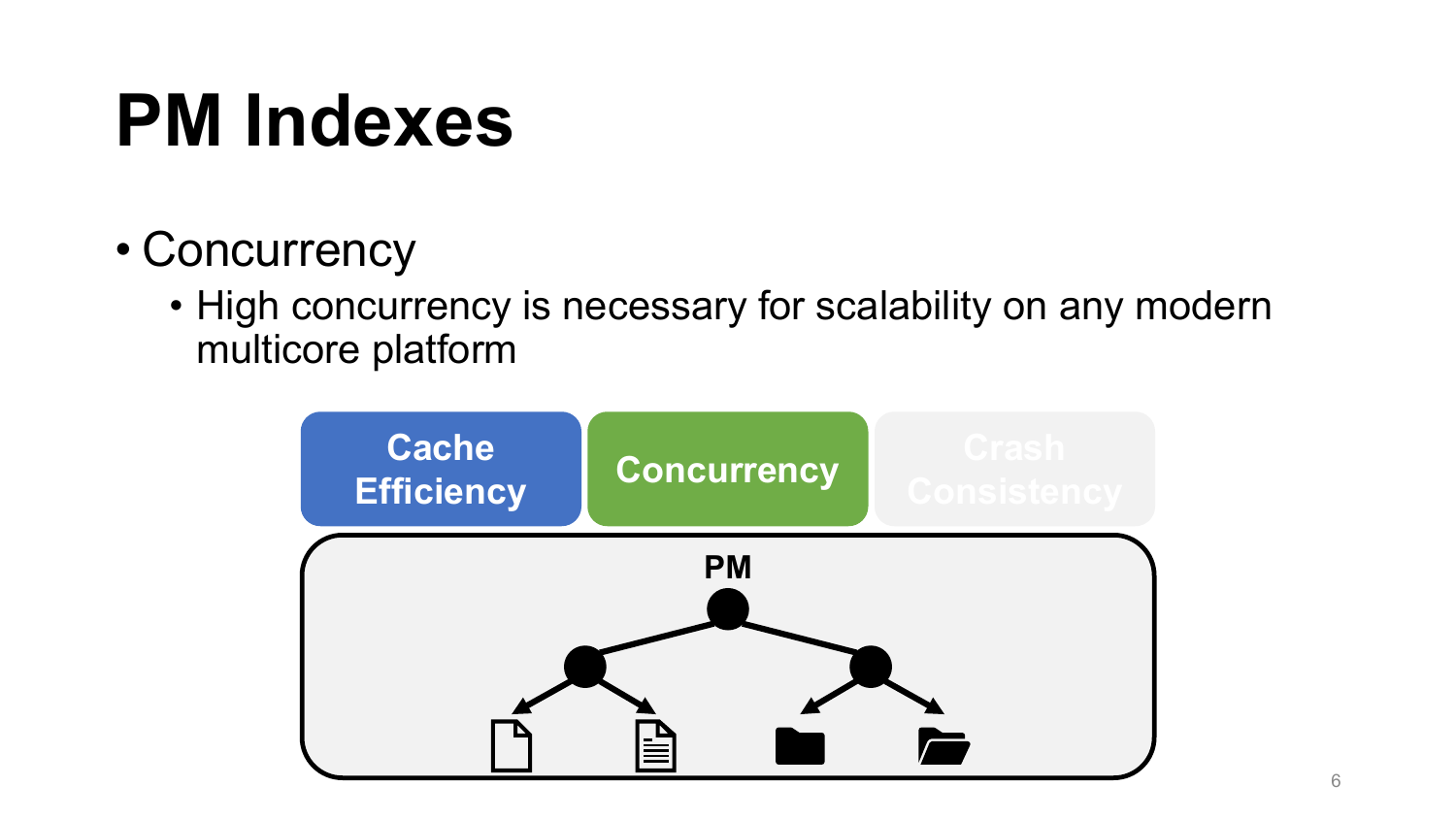# PM Indexes

- Concurrency
  - High concurrency is necessary for scalability on any modern multicore platform

Cache Efficiency | Concurrency | Crash Consistency

PM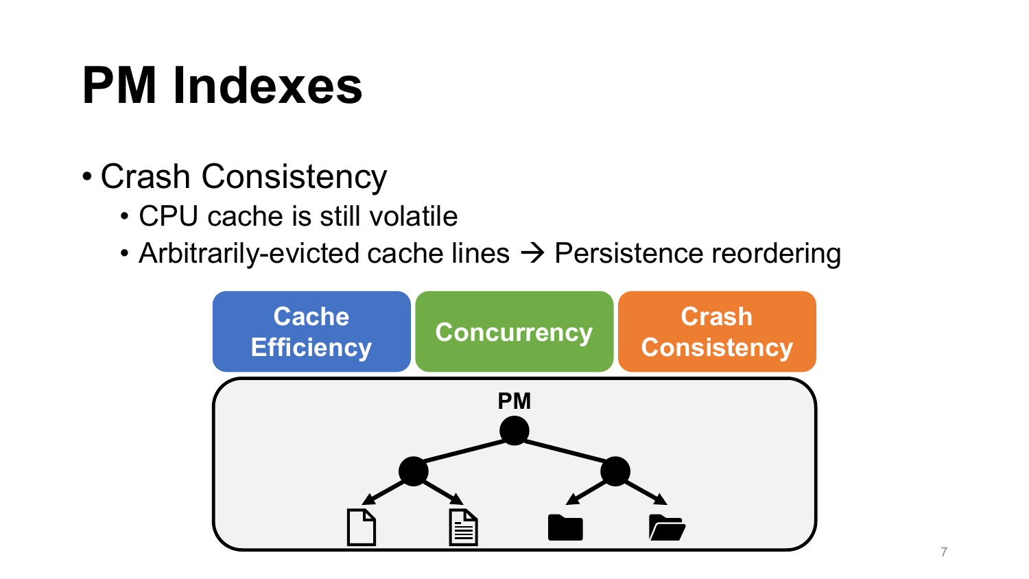# PM Indexes

- Crash Consistency
  - CPU cache is still volatile
  - Arbitrarily-evicted cache lines → Persistence reordering

**Cache Efficiency** | **Concurrency** | **Crash Consistency**

**PM**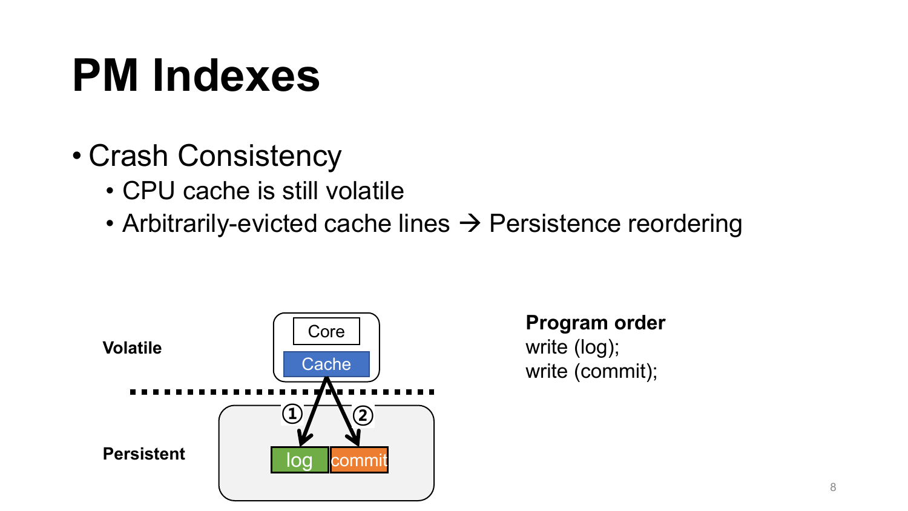# PM Indexes

- Crash Consistency
  - CPU cache is still volatile
  - Arbitrarily-evicted cache lines → Persistence reordering

Volatile

Core

Cache

Persistent

① ②

log commit

**Program order**
write (log);
write (commit);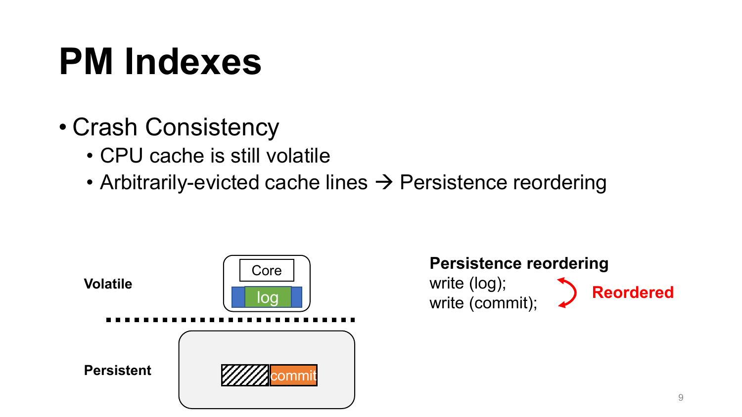# PM Indexes

- Crash Consistency
  - CPU cache is still volatile
  - Arbitrarily-evicted cache lines → Persistence reordering

Volatile

Core

log

Persistent

commit

**Persistence reordering**

write (log);
write (commit);

**Reordered**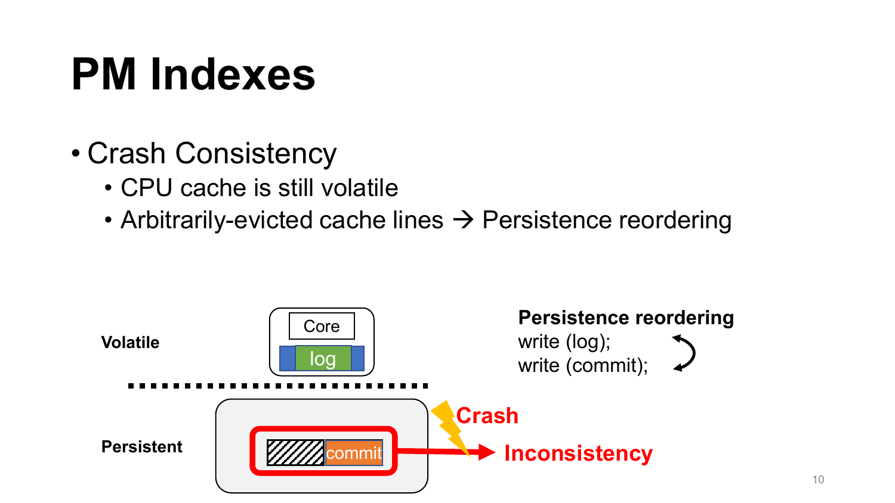# PM Indexes

- Crash Consistency
  - CPU cache is still volatile
  - Arbitrarily-evicted cache lines → Persistence reordering

Volatile

Core

log

Persistent

commit

Crash

Inconsistency

**Persistence reordering**

write (log);
write (commit);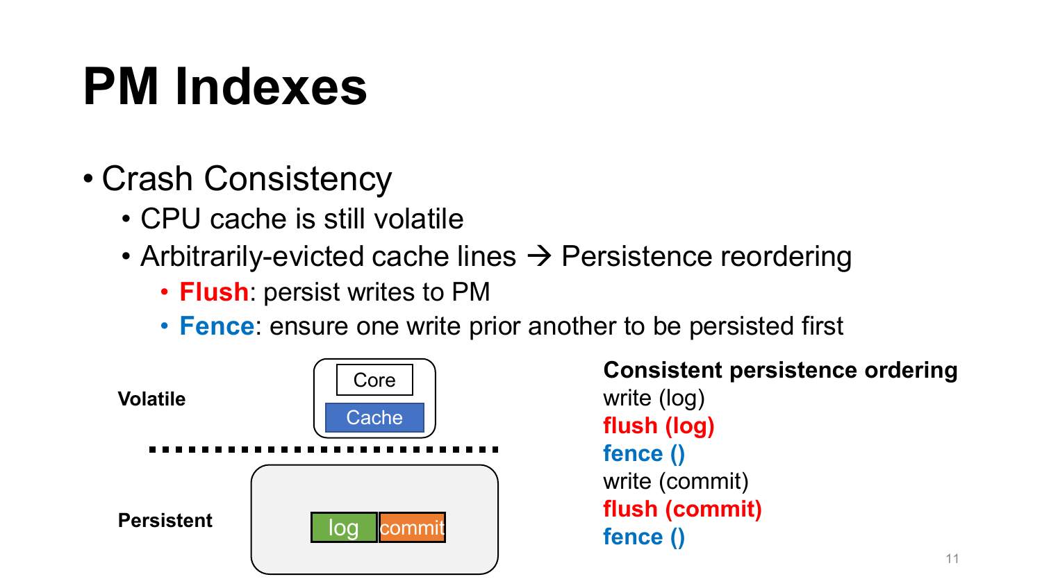# PM Indexes

- Crash Consistency
  - CPU cache is still volatile
  - Arbitrarily-evicted cache lines → Persistence reordering
    - **Flush**: persist writes to PM
    - **Fence**: ensure one write prior another to be persisted first

Volatile

Core

Cache

Persistent

log commit

**Consistent persistence ordering**

write (log)

**flush (log)**

**fence ()**

write (commit)

**flush (commit)**

**fence ()**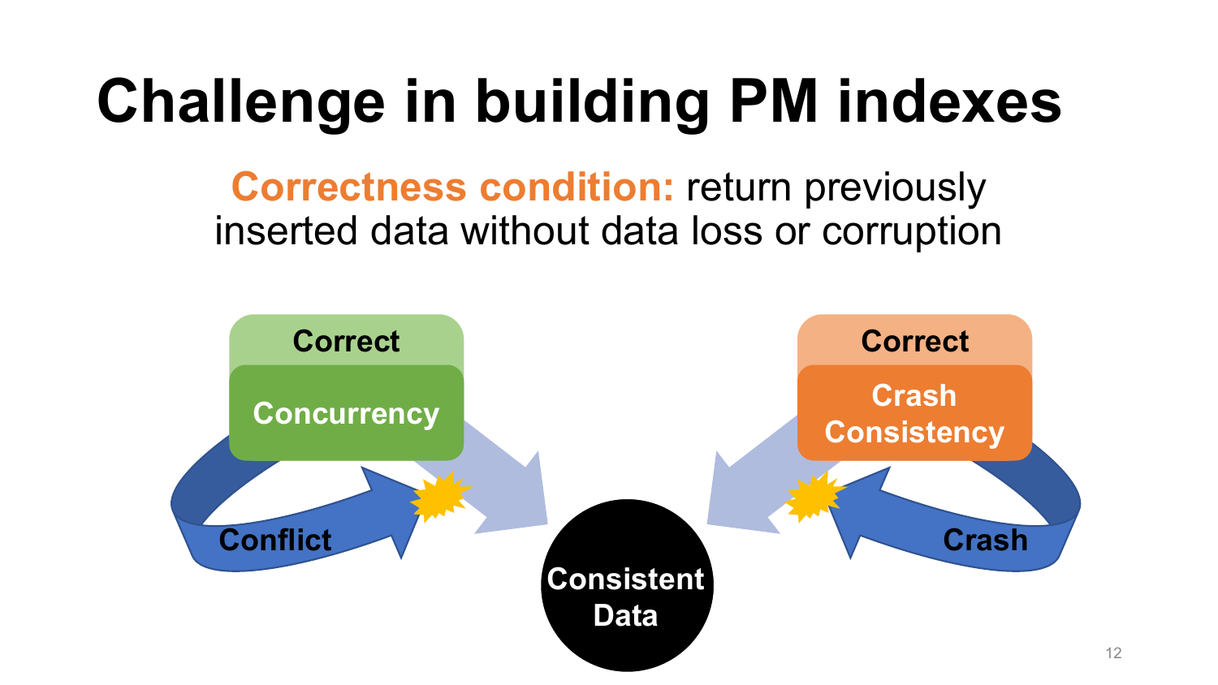# Challenge in building PM indexes

**Correctness condition:** return previously inserted data without data loss or corruption

Correct Concurrency

Conflict

Correct Crash Consistency

Crash

Consistent Data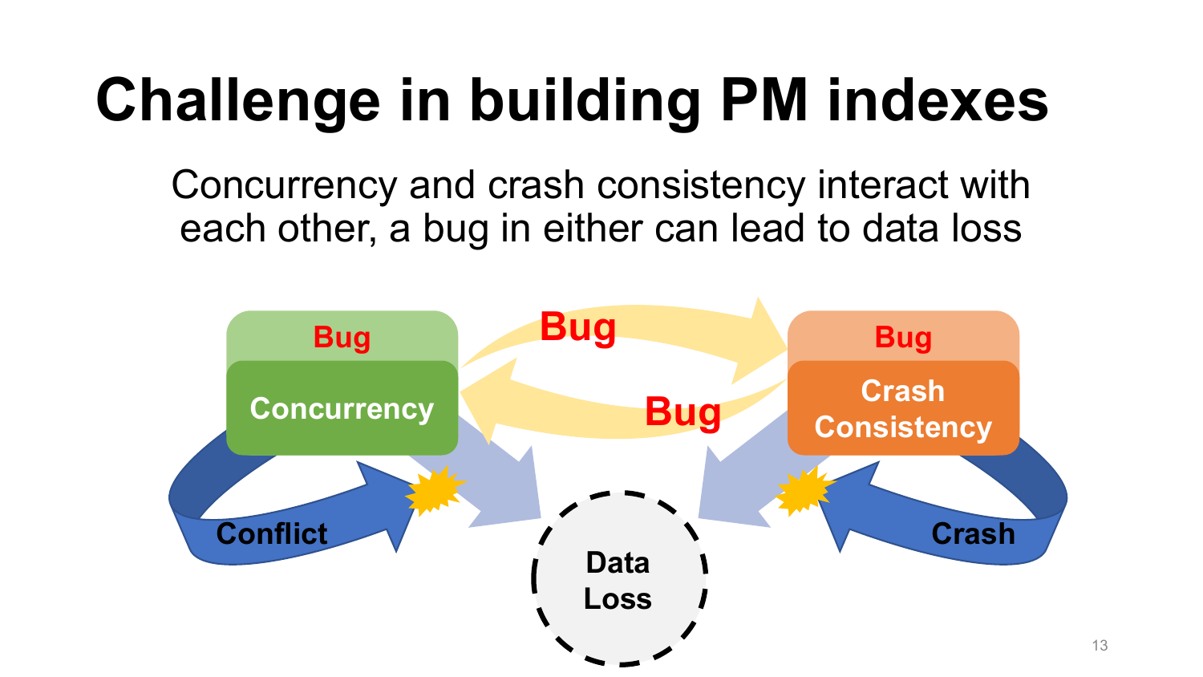# Challenge in building PM indexes

Concurrency and crash consistency interact with each other, a bug in either can lead to data loss

Bug

Concurrency

Bug

Bug

Bug

Crash Consistency

Conflict

Data Loss

Crash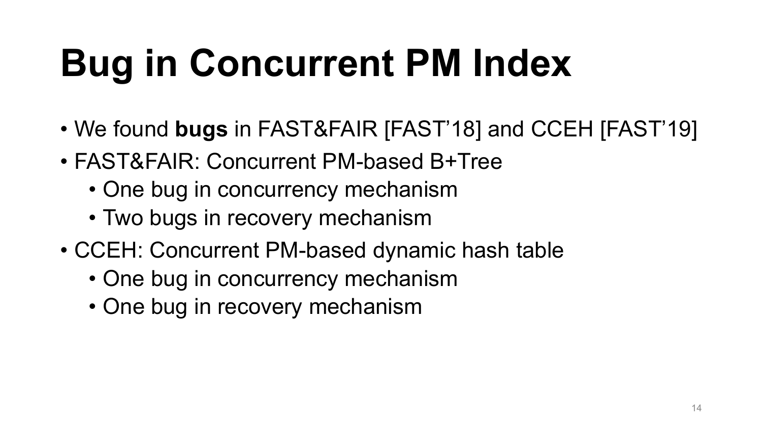# Bug in Concurrent PM Index

- We found **bugs** in FAST&FAIR [FAST’18] and CCEH [FAST’19]
- FAST&FAIR: Concurrent PM-based B+Tree
  - One bug in concurrency mechanism
  - Two bugs in recovery mechanism
- CCEH: Concurrent PM-based dynamic hash table
  - One bug in concurrency mechanism
  - One bug in recovery mechanism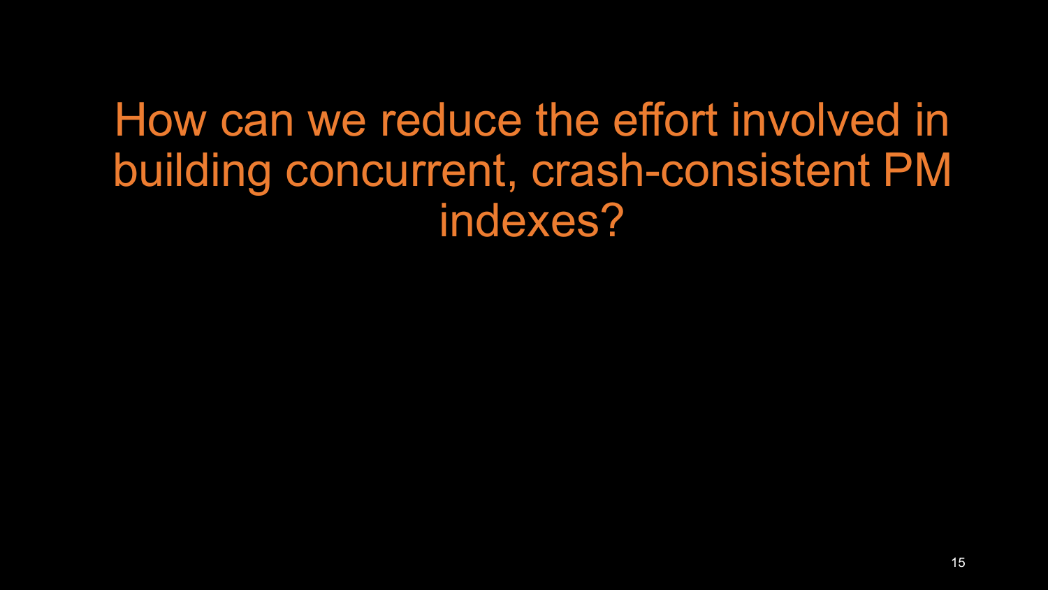# How can we reduce the effort involved in building concurrent, crash-consistent PM indexes?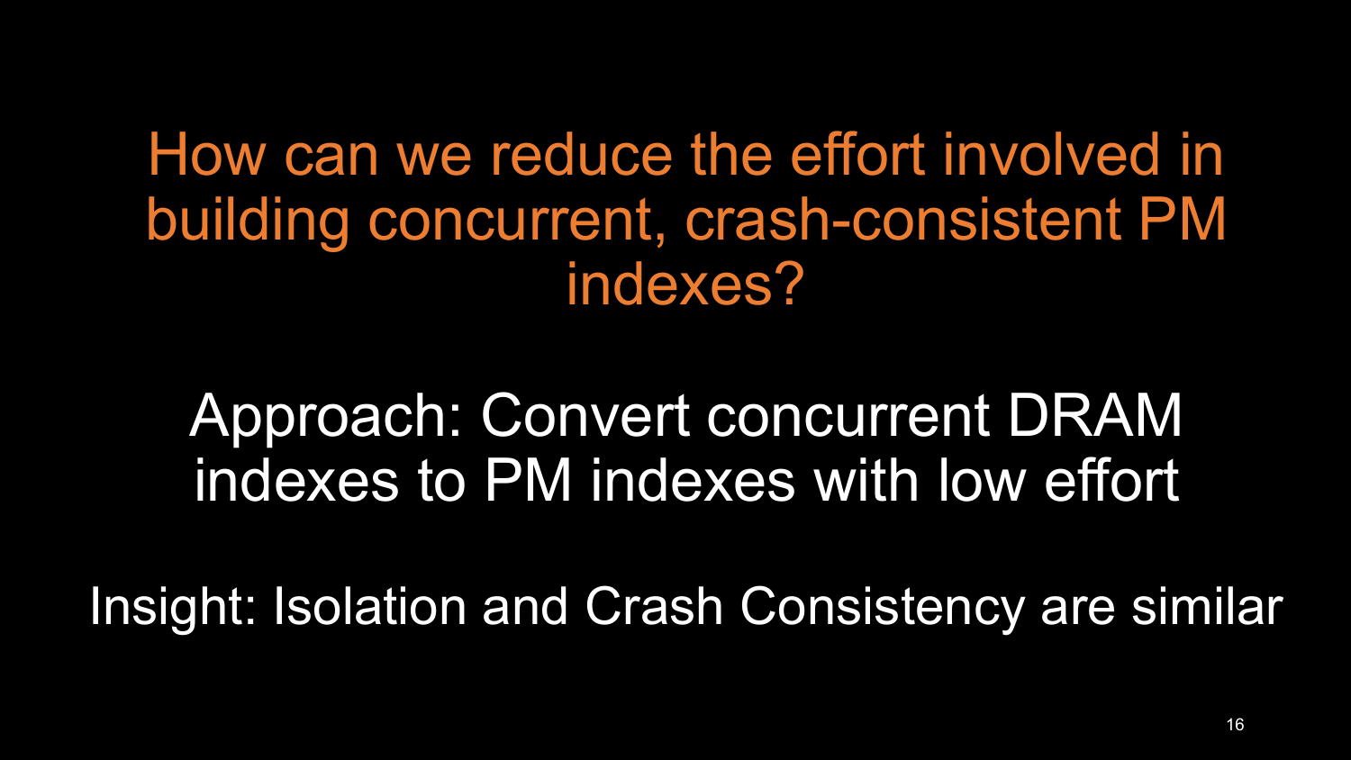# How can we reduce the effort involved in building concurrent, crash-consistent PM indexes?

Approach: Convert concurrent DRAM indexes to PM indexes with low effort

Insight: Isolation and Crash Consistency are similar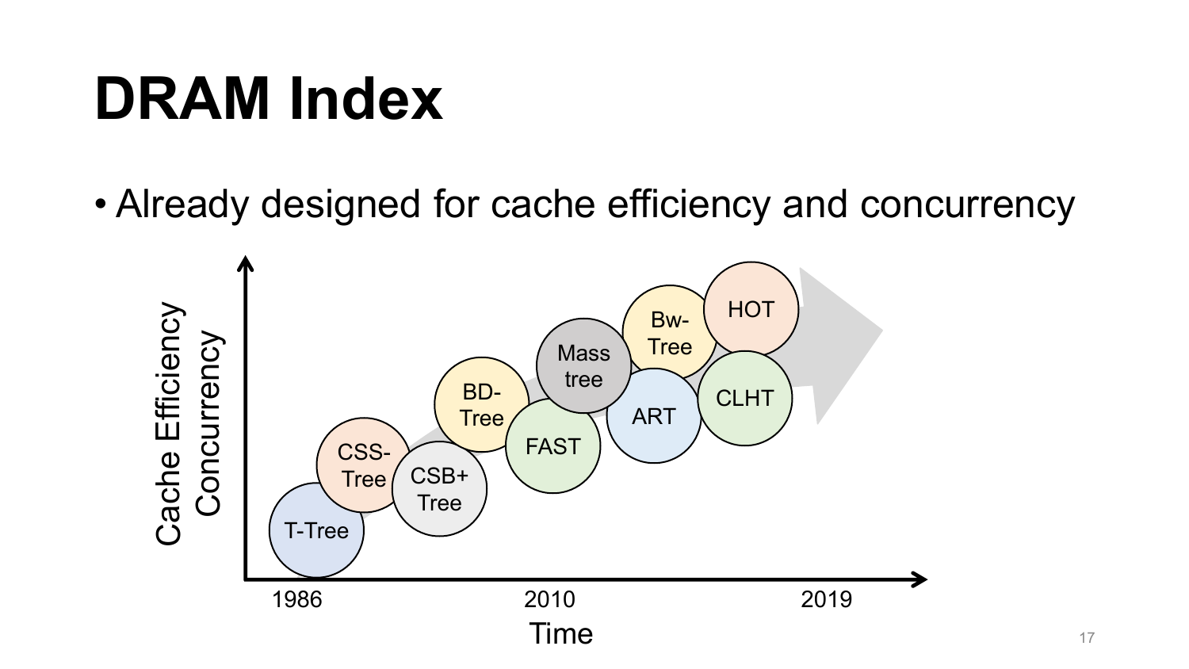# DRAM Index

- Already designed for cache efficiency and concurrency

Cache Efficiency
Concurrency

T-Tree
CSS-Tree
CSB+ Tree
BD-Tree
FAST
Mass tree
ART
Bw-Tree
HOT
CLHT

1986
2010
2019

Time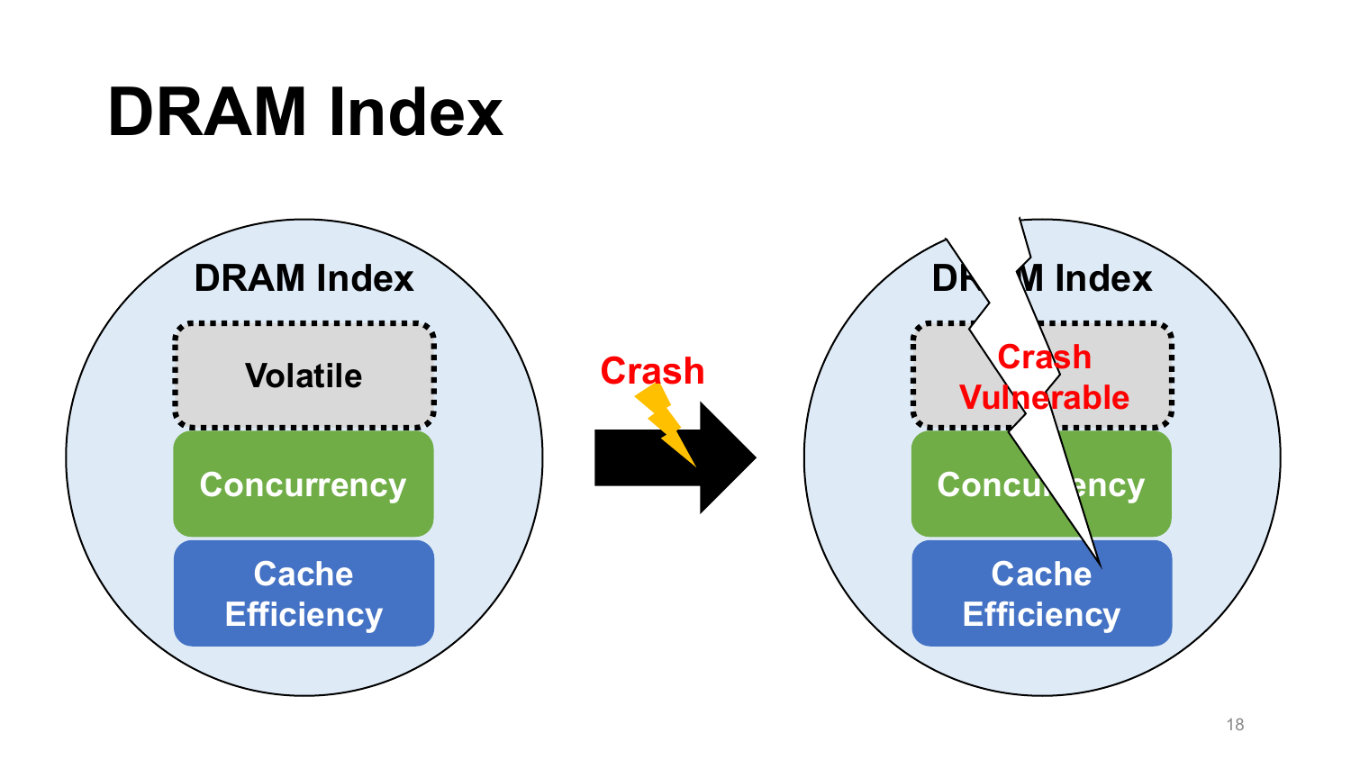# DRAM Index

DRAM Index

Volatile

Concurrency

Cache Efficiency

Crash

DRAM Index

Crash Vulnerable

Concurrency

Cache Efficiency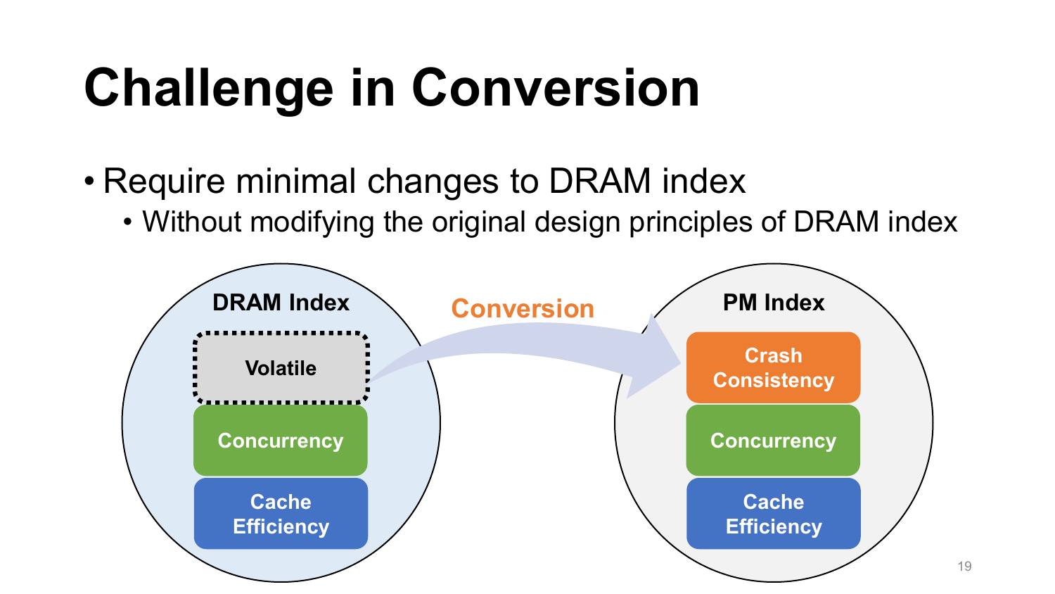# Challenge in Conversion

- Require minimal changes to DRAM index
  - Without modifying the original design principles of DRAM index

DRAM Index

- Volatile
- Concurrency
- Cache Efficiency

Conversion

PM Index

- Crash Consistency
- Concurrency
- Cache Efficiency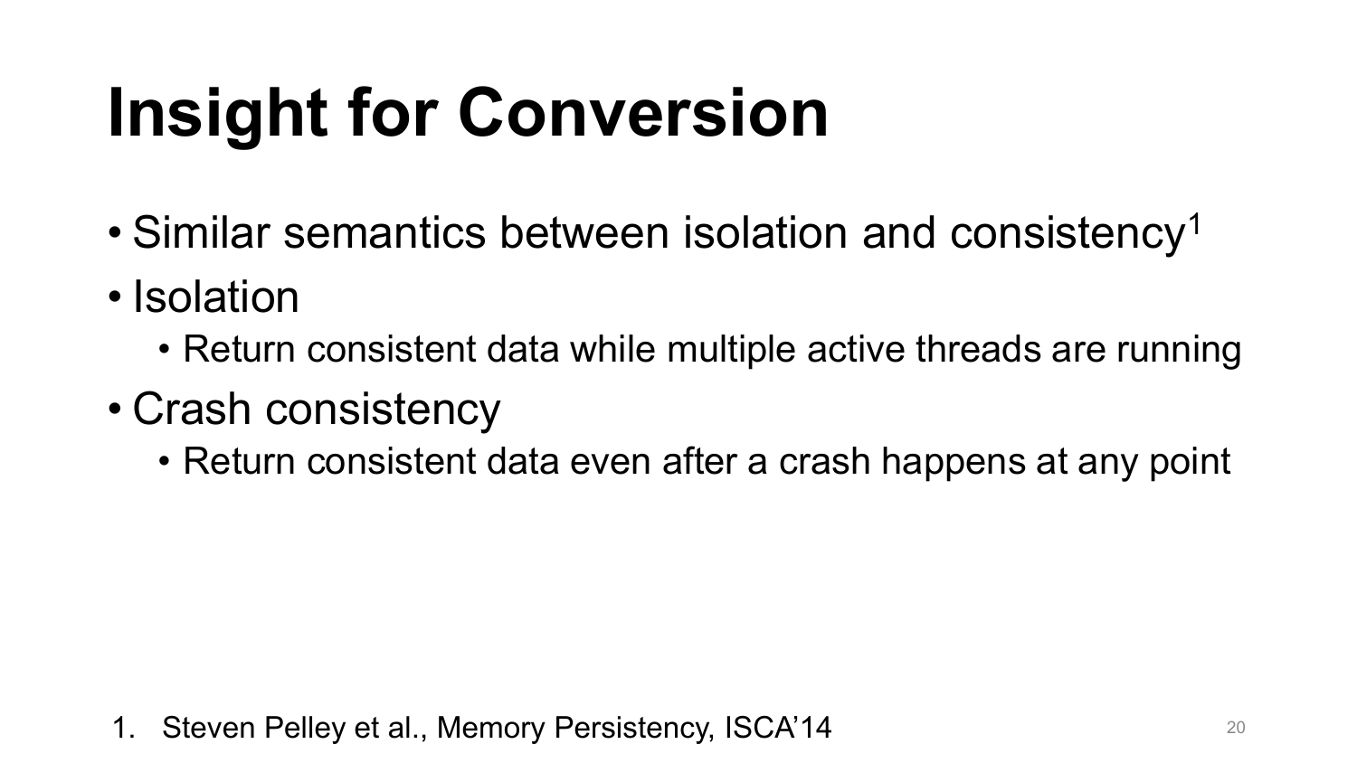# Insight for Conversion

- Similar semantics between isolation and consistency[1]
- Isolation
  - Return consistent data while multiple active threads are running
- Crash consistency
  - Return consistent data even after a crash happens at any point

1. Steven Pelley et al., Memory Persistency, ISCA'14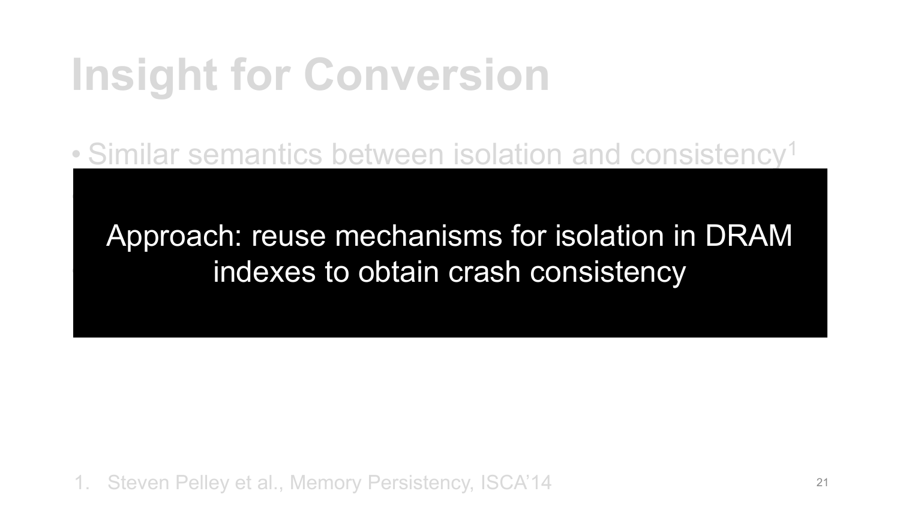# Insight for Conversion

- Similar semantics between isolation and consistency[1]

Approach: reuse mechanisms for isolation in DRAM indexes to obtain crash consistency

1. Steven Pelley et al., Memory Persistency, ISCA'14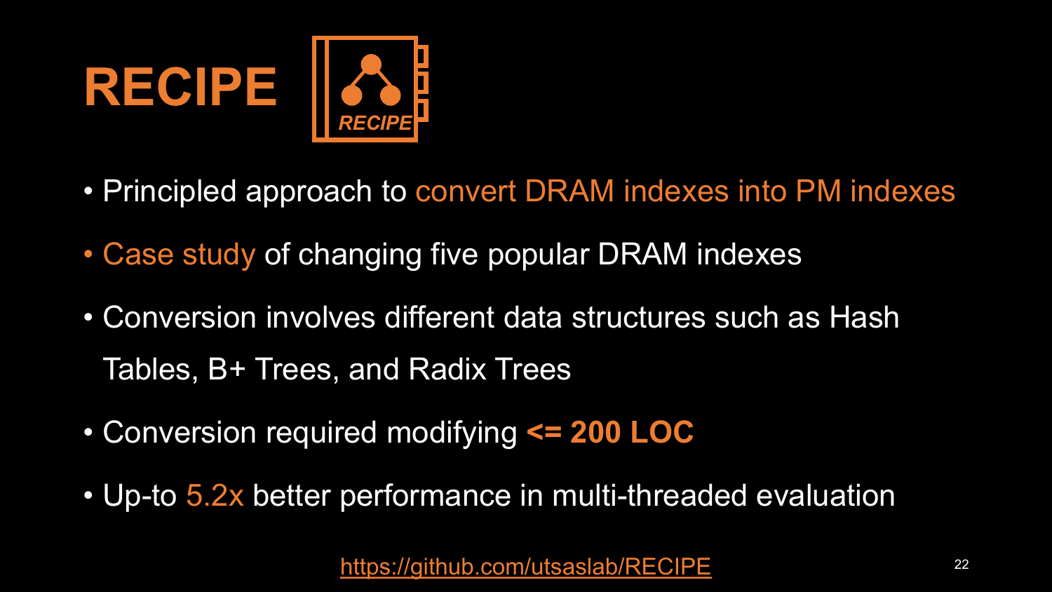# RECIPE

- Principled approach to convert DRAM indexes into PM indexes
- Case study of changing five popular DRAM indexes
- Conversion involves different data structures such as Hash Tables, B+ Trees, and Radix Trees
- Conversion required modifying **<= 200 LOC**
- Up-to 5.2x better performance in multi-threaded evaluation

https://github.com/utsaslab/RECIPE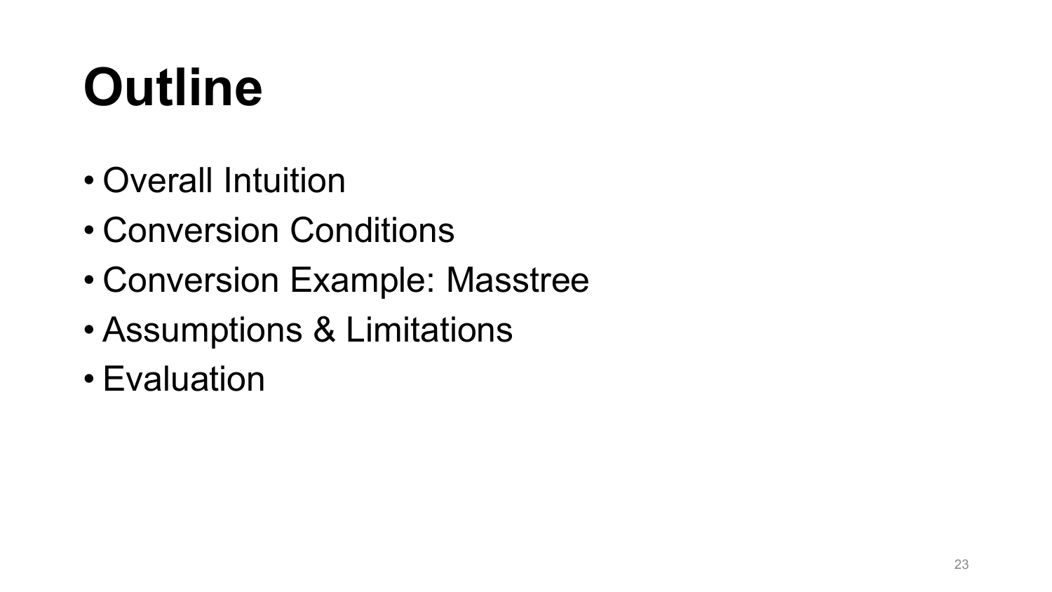# Outline

- Overall Intuition
- Conversion Conditions
- Conversion Example: Masstree
- Assumptions & Limitations
- Evaluation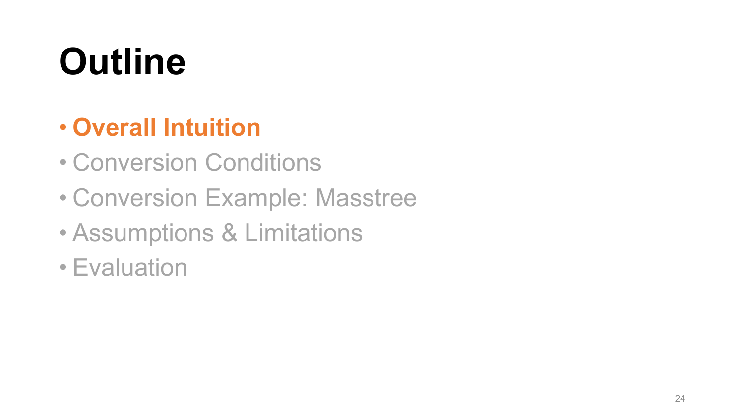# Outline

- **Overall Intuition**
- Conversion Conditions
- Conversion Example: Masstree
- Assumptions & Limitations
- Evaluation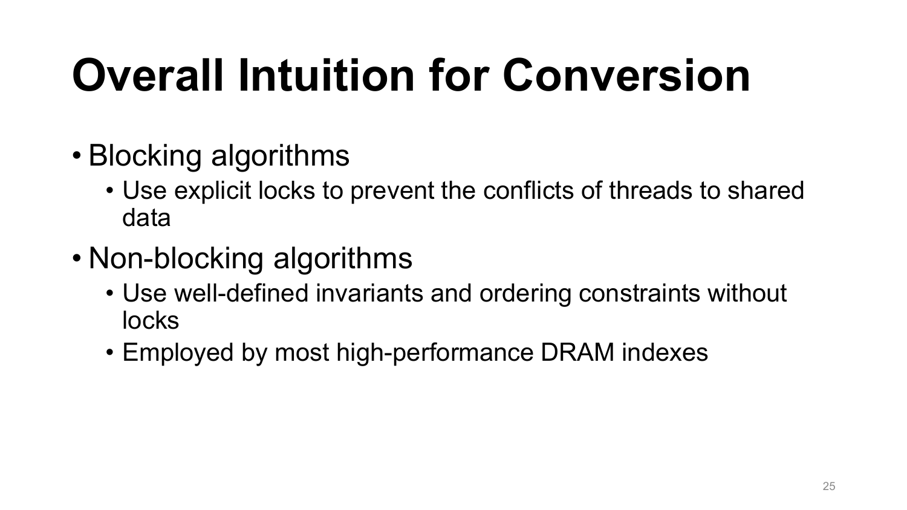# Overall Intuition for Conversion

- Blocking algorithms
  - Use explicit locks to prevent the conflicts of threads to shared data
- Non-blocking algorithms
  - Use well-defined invariants and ordering constraints without locks
  - Employed by most high-performance DRAM indexes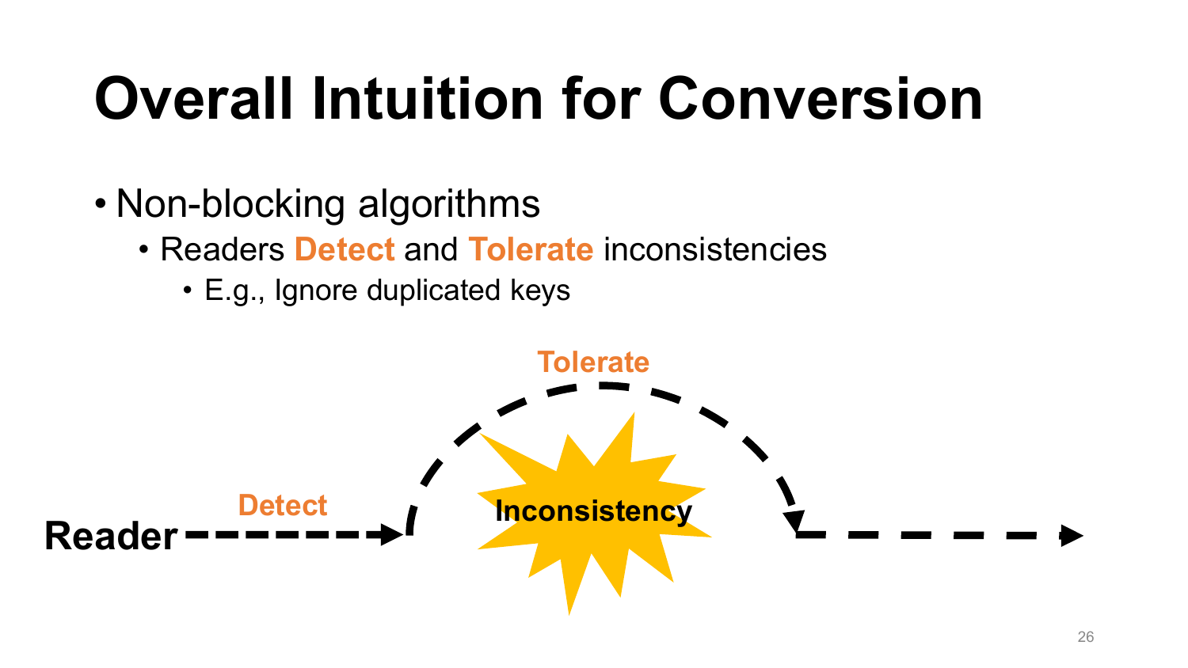# Overall Intuition for Conversion

- Non-blocking algorithms
  - Readers **Detect** and **Tolerate** inconsistencies
    - E.g., Ignore duplicated keys

Reader — Detect → Inconsistency — Tolerate →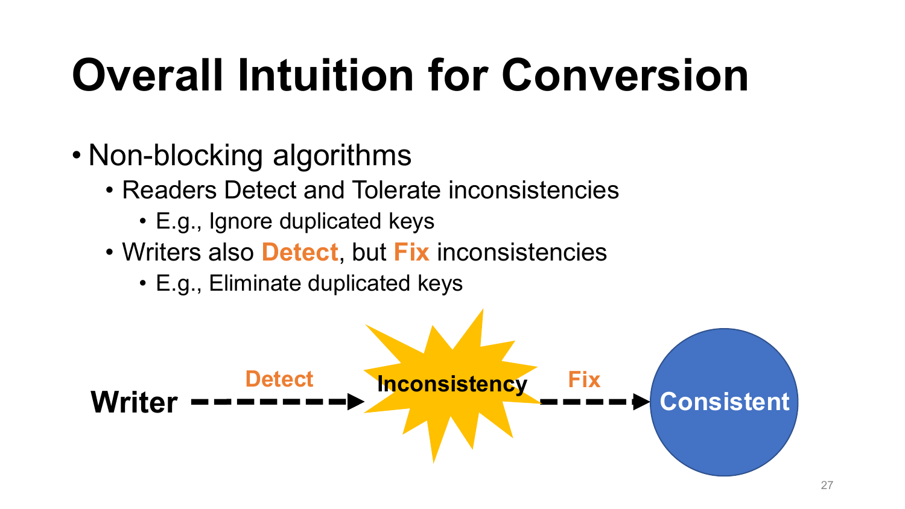# Overall Intuition for Conversion

- Non-blocking algorithms
  - Readers Detect and Tolerate inconsistencies
    - E.g., Ignore duplicated keys
  - Writers also **Detect**, but **Fix** inconsistencies
    - E.g., Eliminate duplicated keys

**Writer** --- **Detect** ---> **Inconsistency** --- **Fix** ---> **Consistent**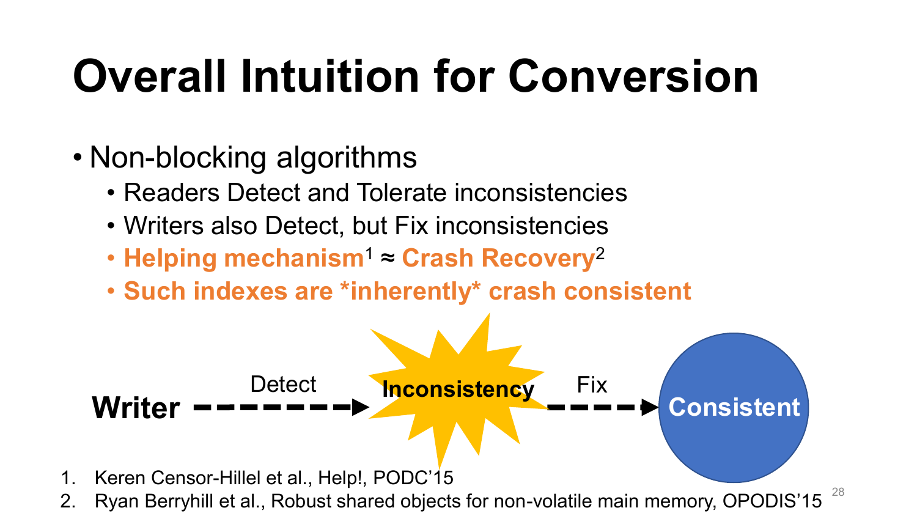# Overall Intuition for Conversion

- Non-blocking algorithms
  - Readers Detect and Tolerate inconsistencies
  - Writers also Detect, but Fix inconsistencies
  - **Helping mechanism[1] ≈ Crash Recovery[2]**
  - **Such indexes are *inherently* crash consistent**

**Writer** --- Detect ---> **Inconsistency** --- Fix ---> **Consistent**

1. Keren Censor-Hillel et al., Help!, PODC'15
2. Ryan Berryhill et al., Robust shared objects for non-volatile main memory, OPODIS'15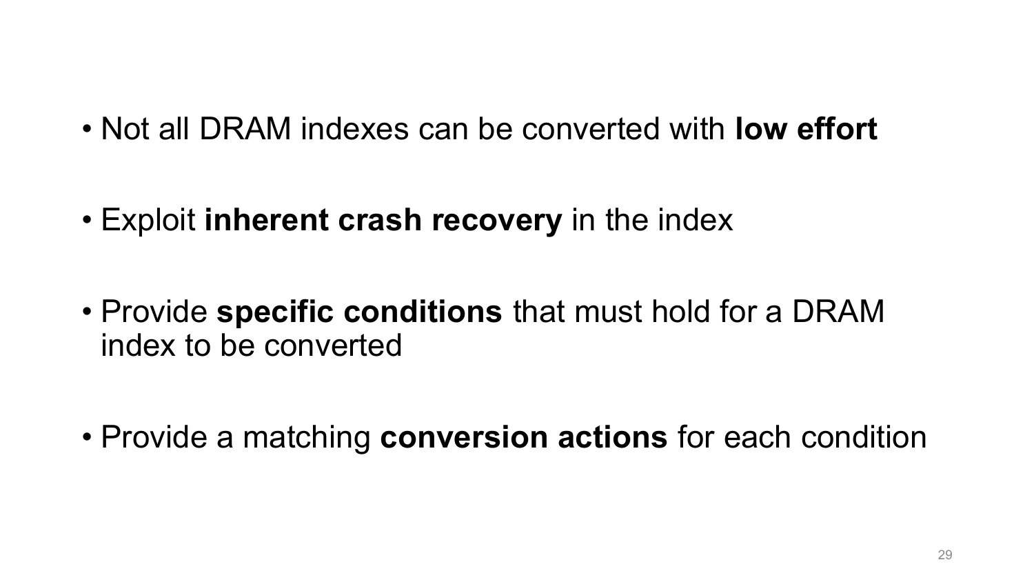- Not all DRAM indexes can be converted with **low effort**

- Exploit **inherent crash recovery** in the index

- Provide **specific conditions** that must hold for a DRAM index to be converted

- Provide a matching **conversion actions** for each condition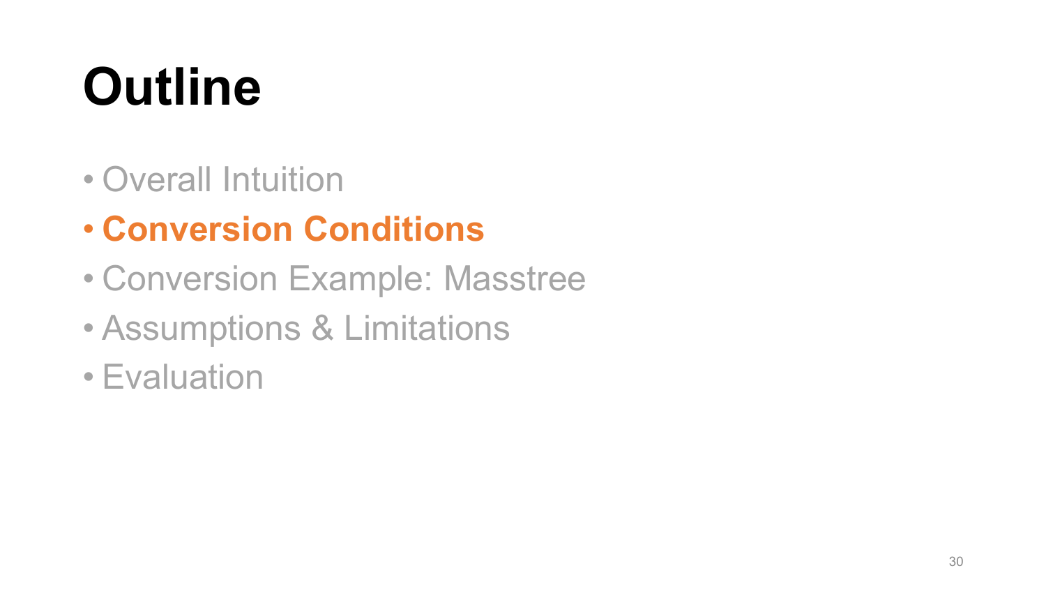# Outline

- Overall Intuition
- **Conversion Conditions**
- Conversion Example: Masstree
- Assumptions & Limitations
- Evaluation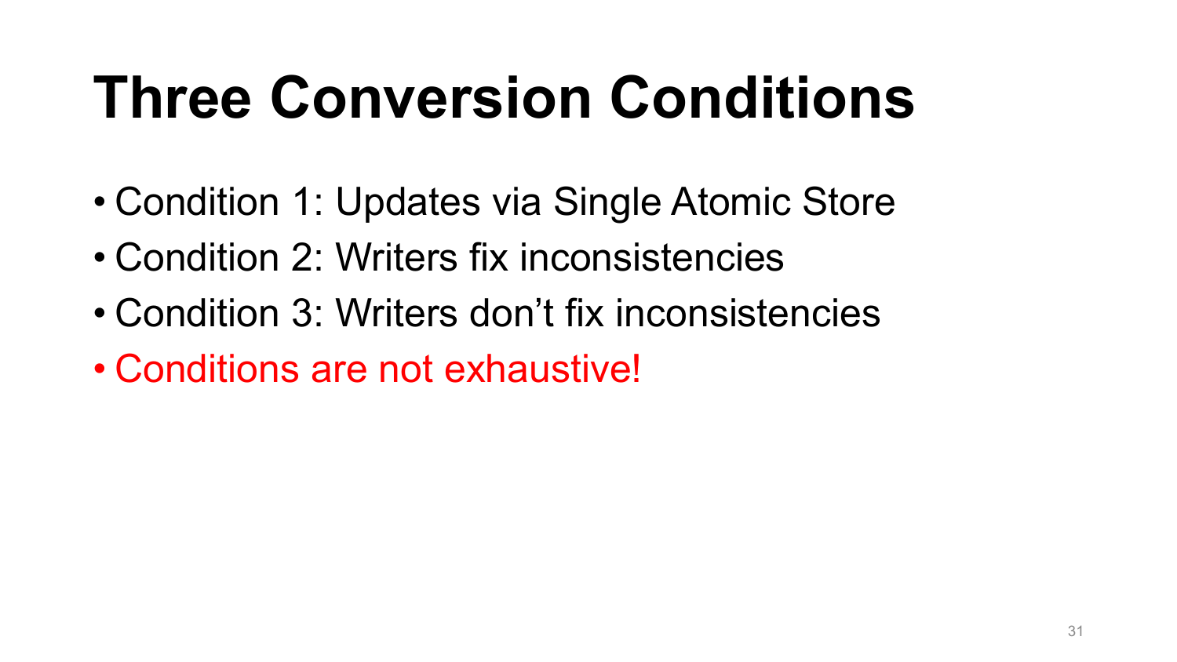# Three Conversion Conditions

- Condition 1: Updates via Single Atomic Store
- Condition 2: Writers fix inconsistencies
- Condition 3: Writers don't fix inconsistencies
- Conditions are not exhaustive!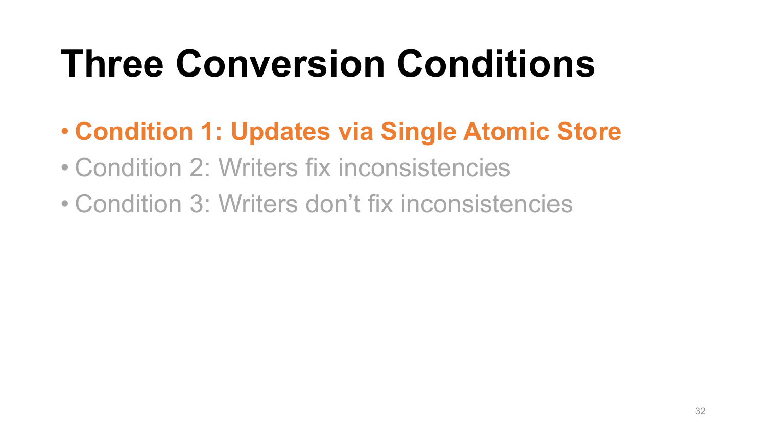# Three Conversion Conditions

- **Condition 1: Updates via Single Atomic Store**
- Condition 2: Writers fix inconsistencies
- Condition 3: Writers don't fix inconsistencies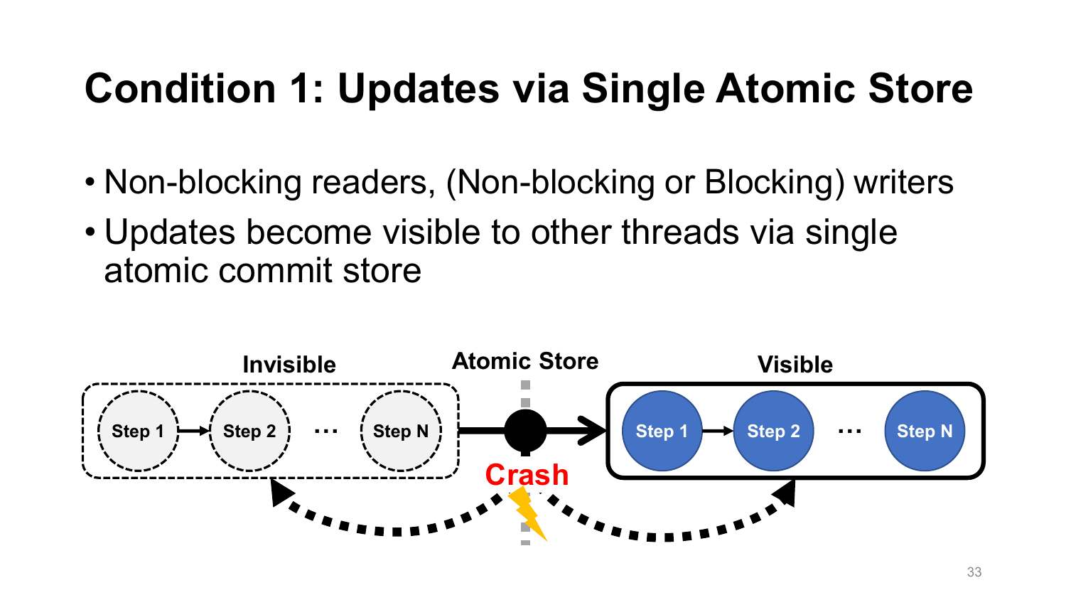# Condition 1: Updates via Single Atomic Store

- Non-blocking readers, (Non-blocking or Blocking) writers
- Updates become visible to other threads via single atomic commit store

Invisible | Atomic Store | Visible

Step 1 → Step 2 … Step N → Step 1 → Step 2 … Step N

Crash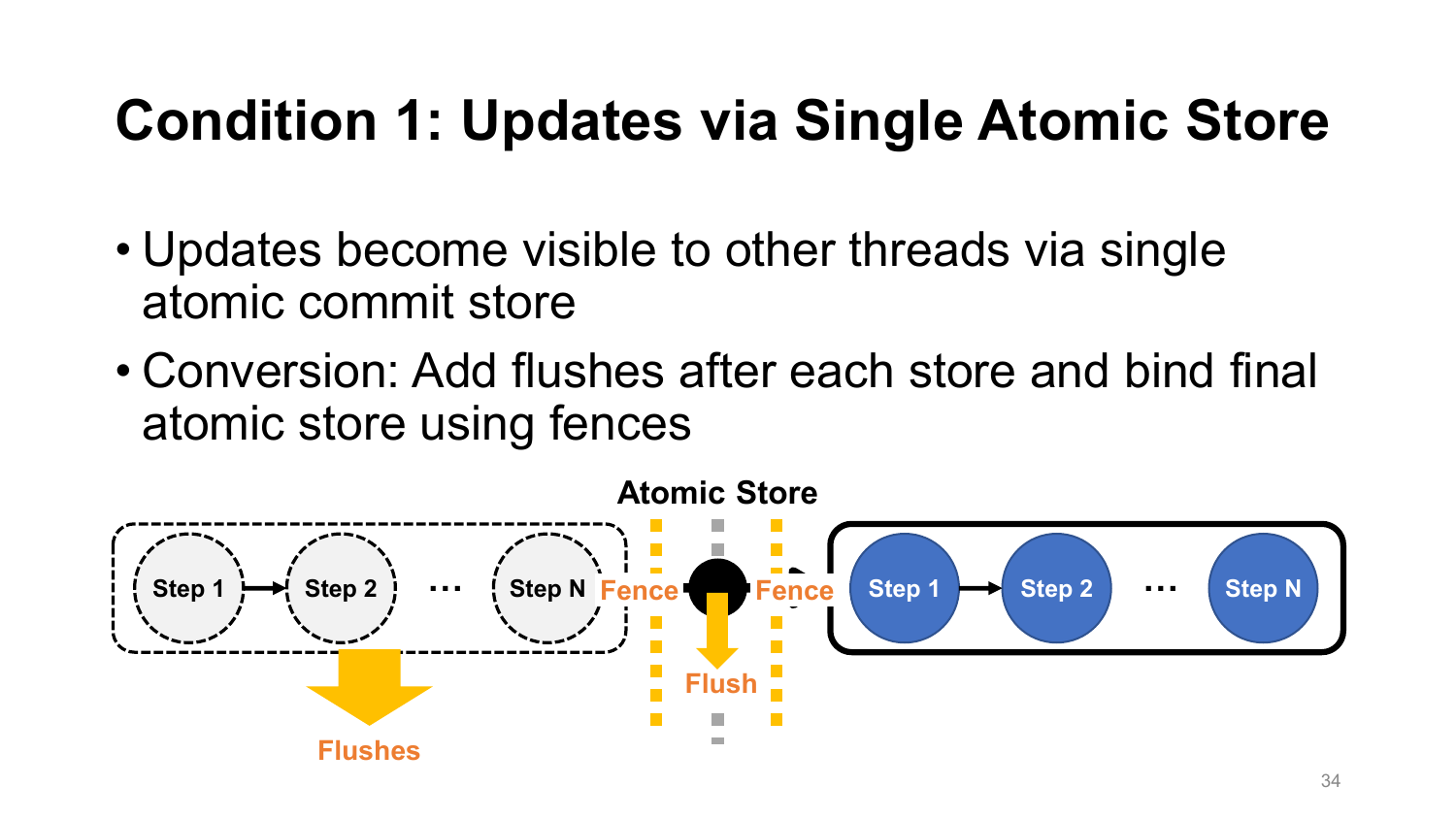# Condition 1: Updates via Single Atomic Store

- Updates become visible to other threads via single atomic commit store
- Conversion: Add flushes after each store and bind final atomic store using fences

Atomic Store

Step 1 → Step 2 … Step N | Fence | Fence | Step 1 → Step 2 … Step N

Flushes

Flush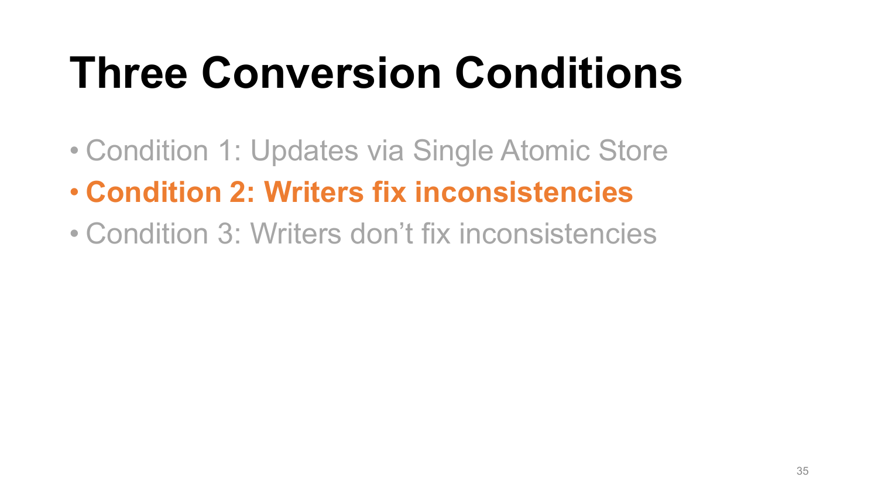# Three Conversion Conditions

- Condition 1: Updates via Single Atomic Store
- **Condition 2: Writers fix inconsistencies**
- Condition 3: Writers don’t fix inconsistencies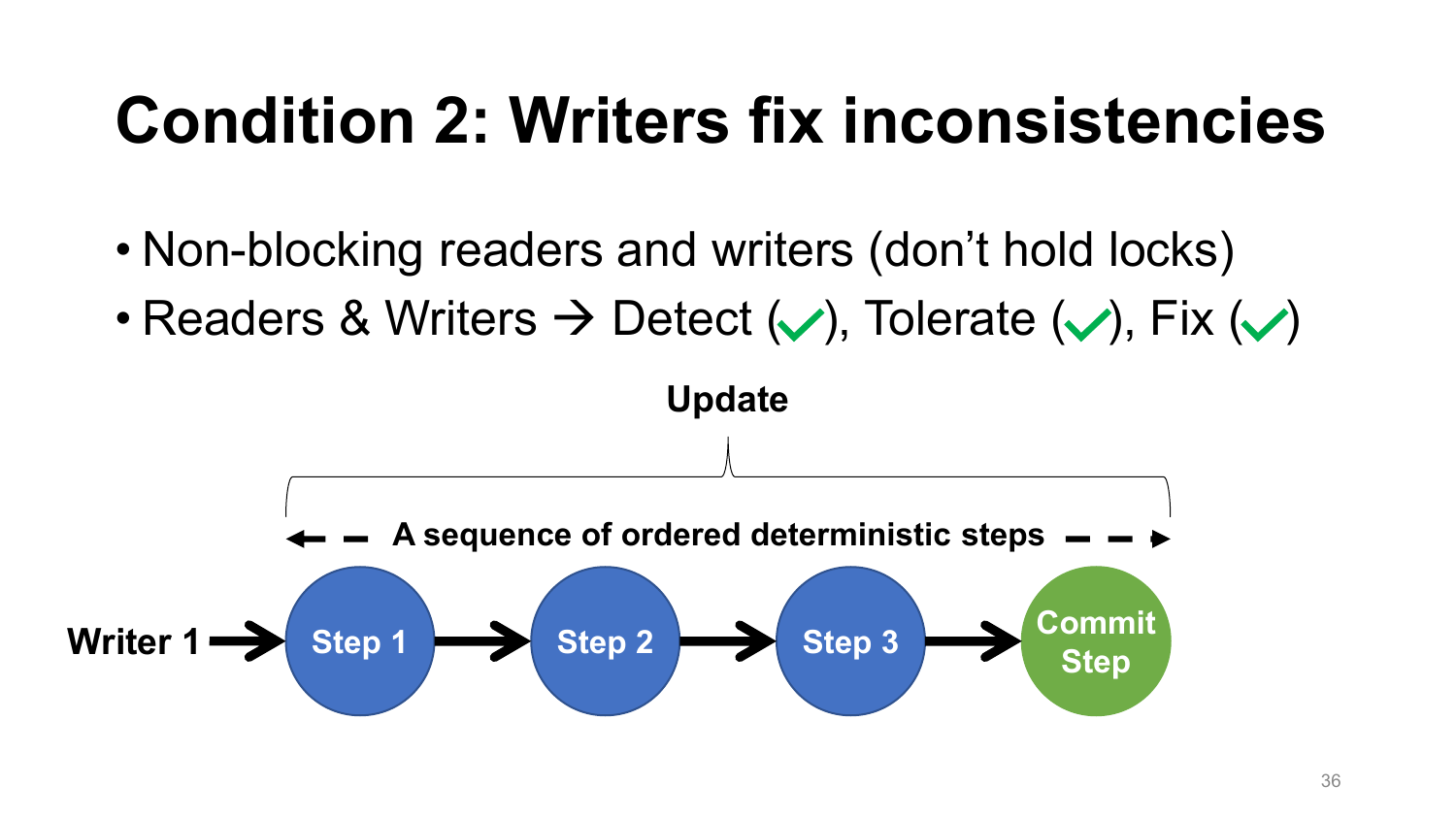# Condition 2: Writers fix inconsistencies

- Non-blocking readers and writers (don't hold locks)
- Readers & Writers → Detect (✓), Tolerate (✓), Fix (✓)

Update

A sequence of ordered deterministic steps

Writer 1 → Step 1 → Step 2 → Step 3 → Commit Step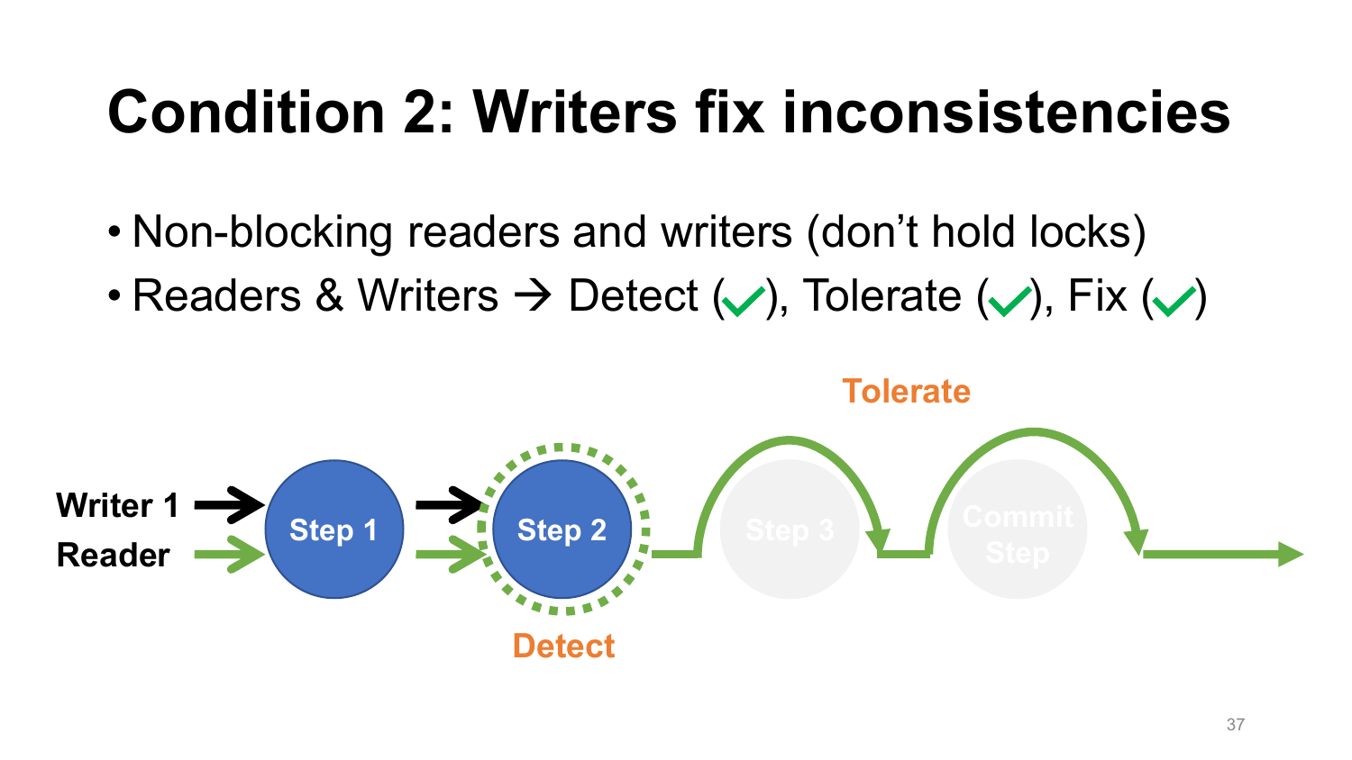# Condition 2: Writers fix inconsistencies

- Non-blocking readers and writers (don't hold locks)
- Readers & Writers → Detect (✓), Tolerate (✓), Fix (✓)

Tolerate

Writer 1

Reader

Step 1

Step 2

Step 3

Commit Step

Detect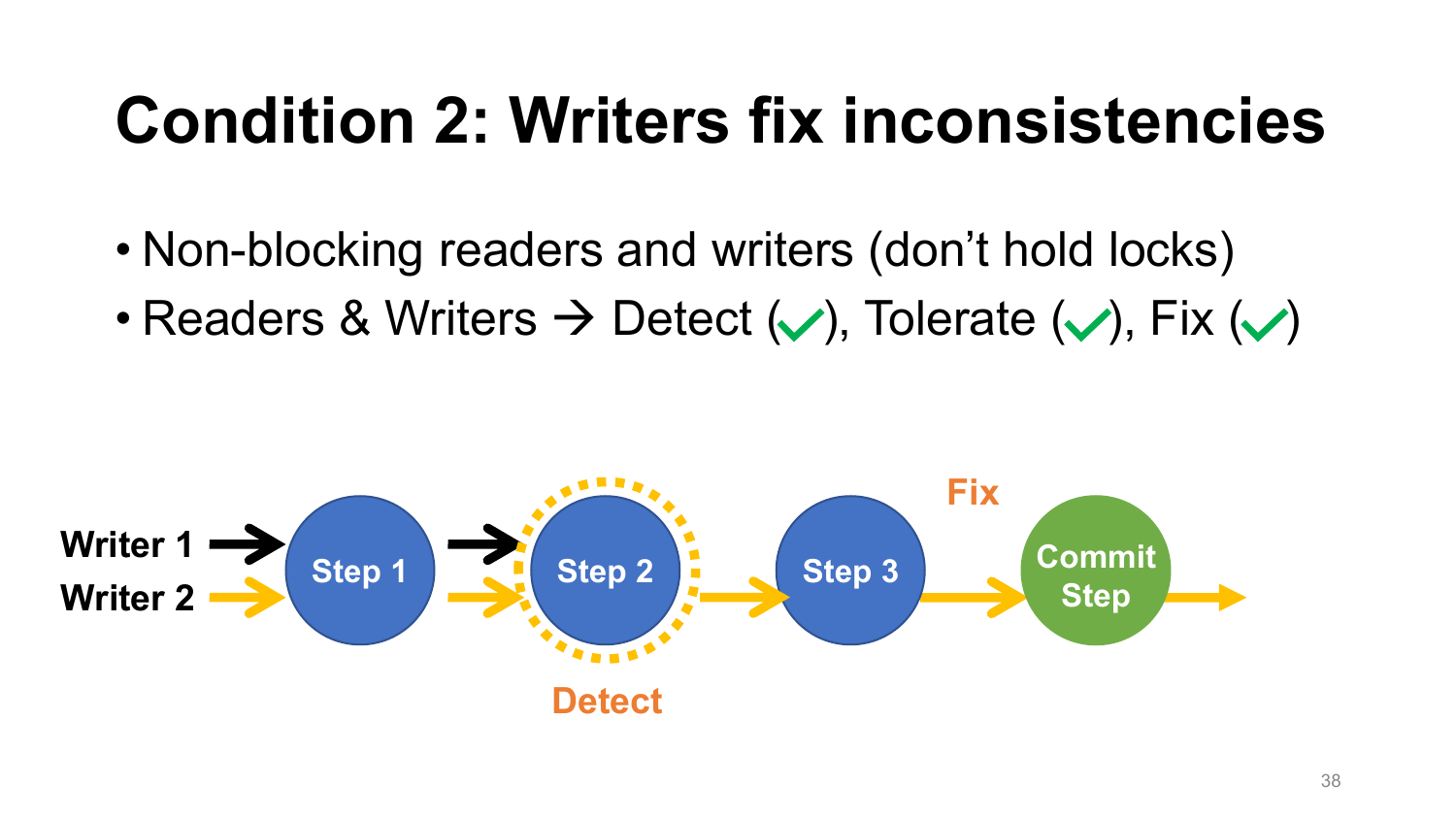# Condition 2: Writers fix inconsistencies

- Non-blocking readers and writers (don't hold locks)
- Readers & Writers → Detect (✓), Tolerate (✓), Fix (✓)

Writer 1

Writer 2

Step 1

Step 2

Step 3

Commit Step

Detect

Fix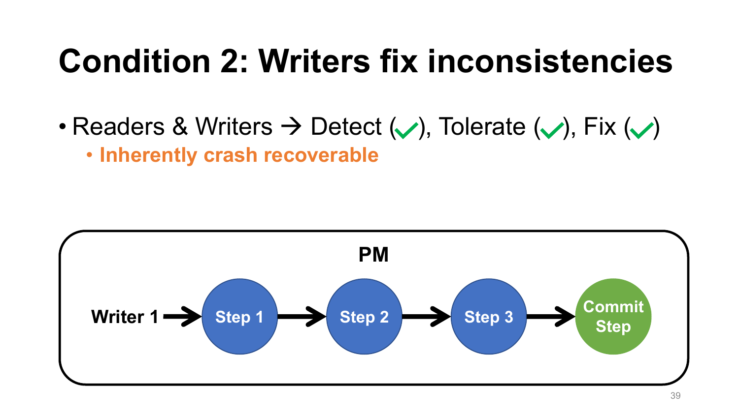# Condition 2: Writers fix inconsistencies

- Readers & Writers → Detect (✓), Tolerate (✓), Fix (✓)
  - **Inherently crash recoverable**

**PM**

Writer 1 → Step 1 → Step 2 → Step 3 → Commit Step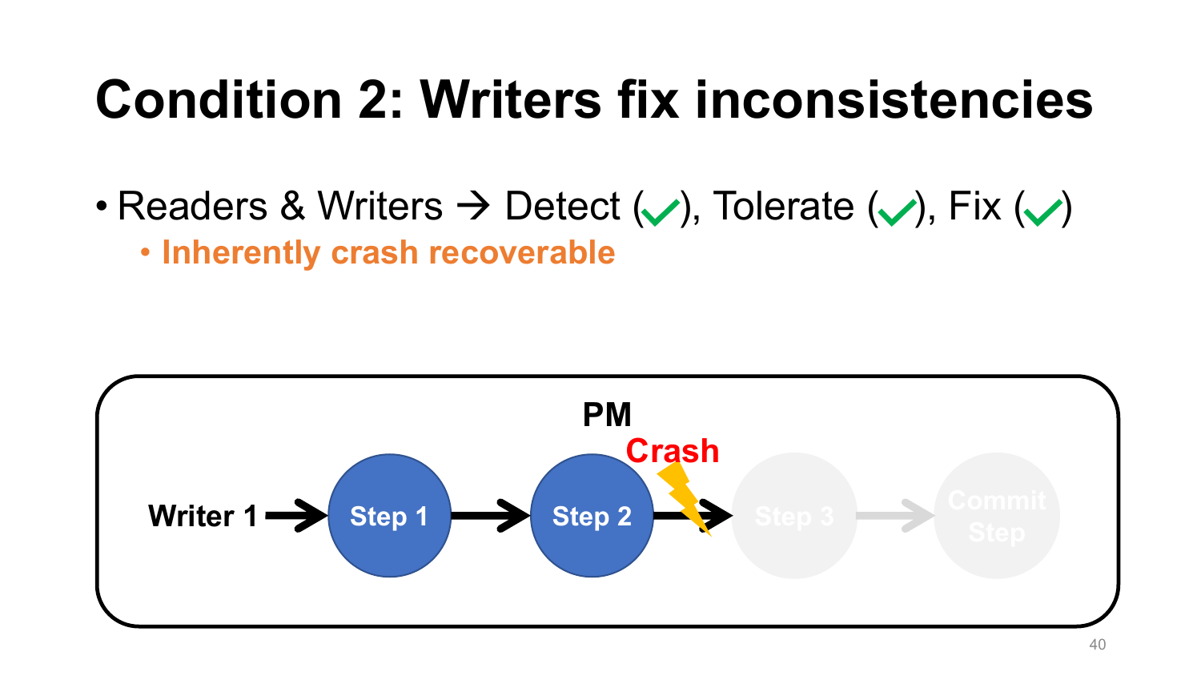# Condition 2: Writers fix inconsistencies

- Readers & Writers → Detect (✓), Tolerate (✓), Fix (✓)
  - **Inherently crash recoverable**

PM

Crash

Writer 1 → Step 1 → Step 2 → Step 3 → Commit Step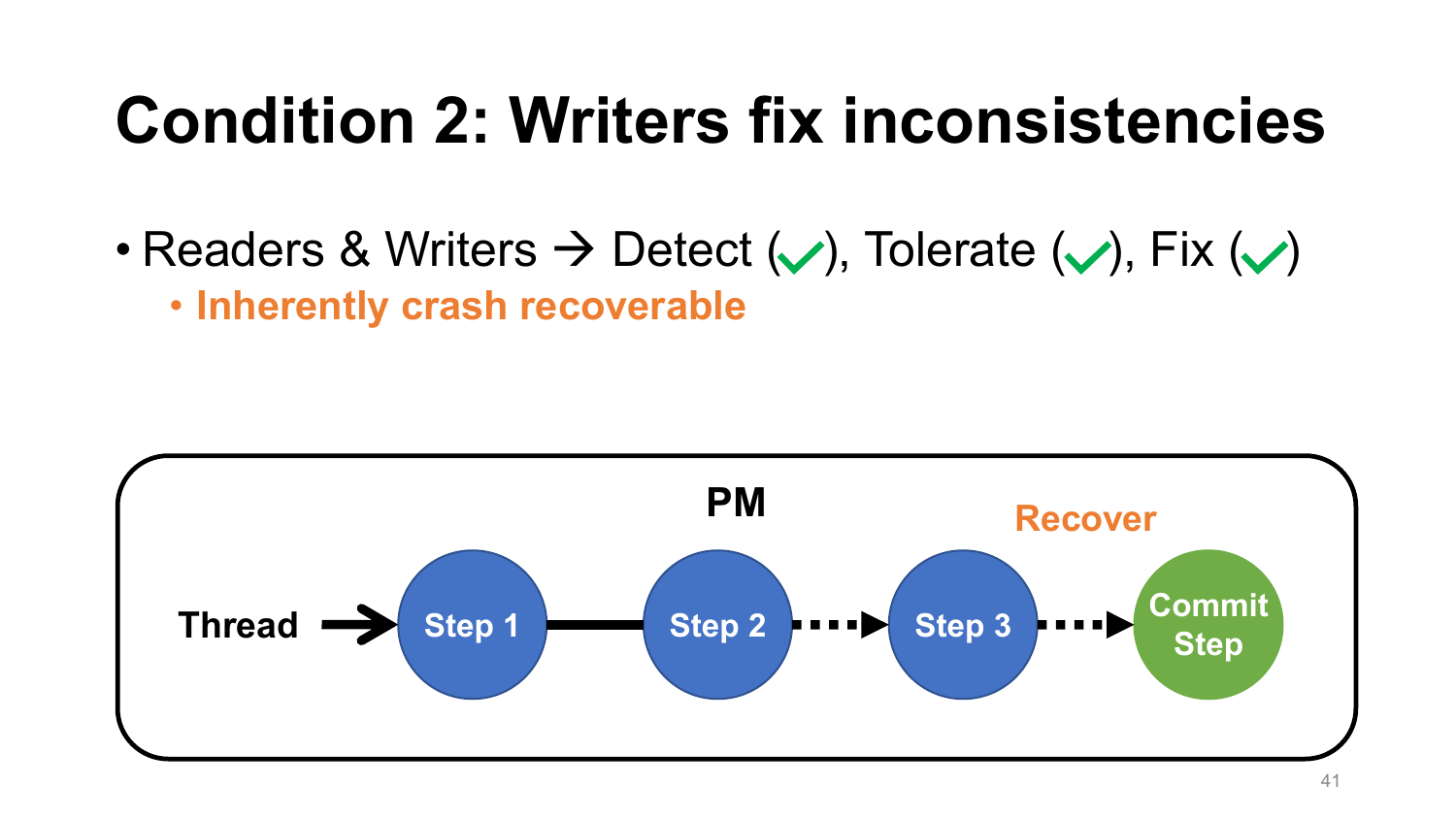# Condition 2: Writers fix inconsistencies

- Readers & Writers → Detect (✓), Tolerate (✓), Fix (✓)
  - **Inherently crash recoverable**

PM

Recover

Thread → Step 1 — Step 2 ··· Step 3 ··· Commit Step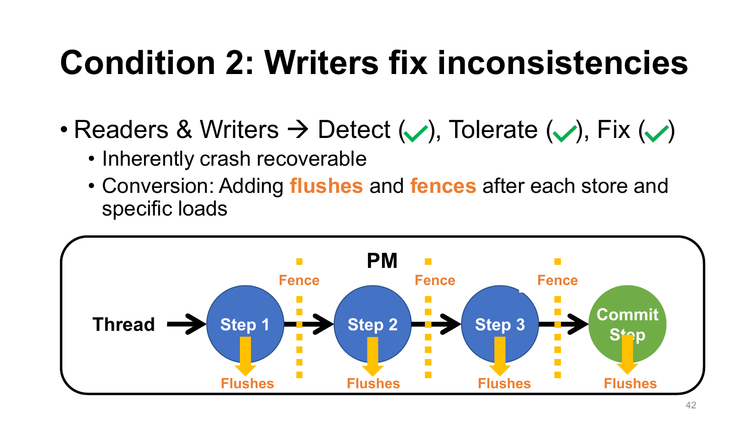# Condition 2: Writers fix inconsistencies

- Readers & Writers → Detect (✓), Tolerate (✓), Fix (✓)
  - Inherently crash recoverable
  - Conversion: Adding **flushes** and **fences** after each store and specific loads

PM

Thread → Step 1 → Fence → Step 2 → Fence → Step 3 → Fence → Commit Step

Flushes | Flushes | Flushes | Flushes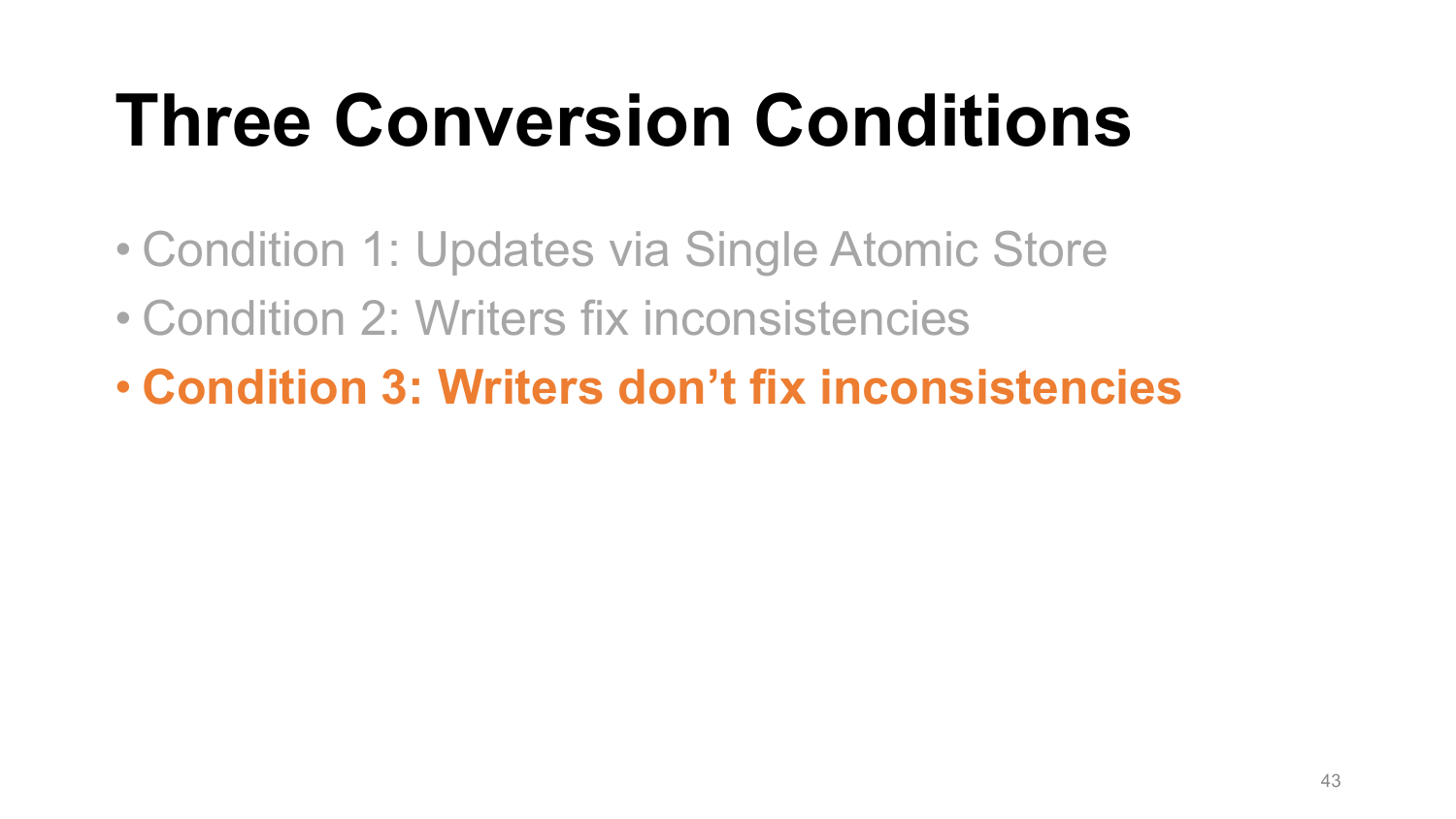# Three Conversion Conditions

- Condition 1: Updates via Single Atomic Store
- Condition 2: Writers fix inconsistencies
- **Condition 3: Writers don't fix inconsistencies**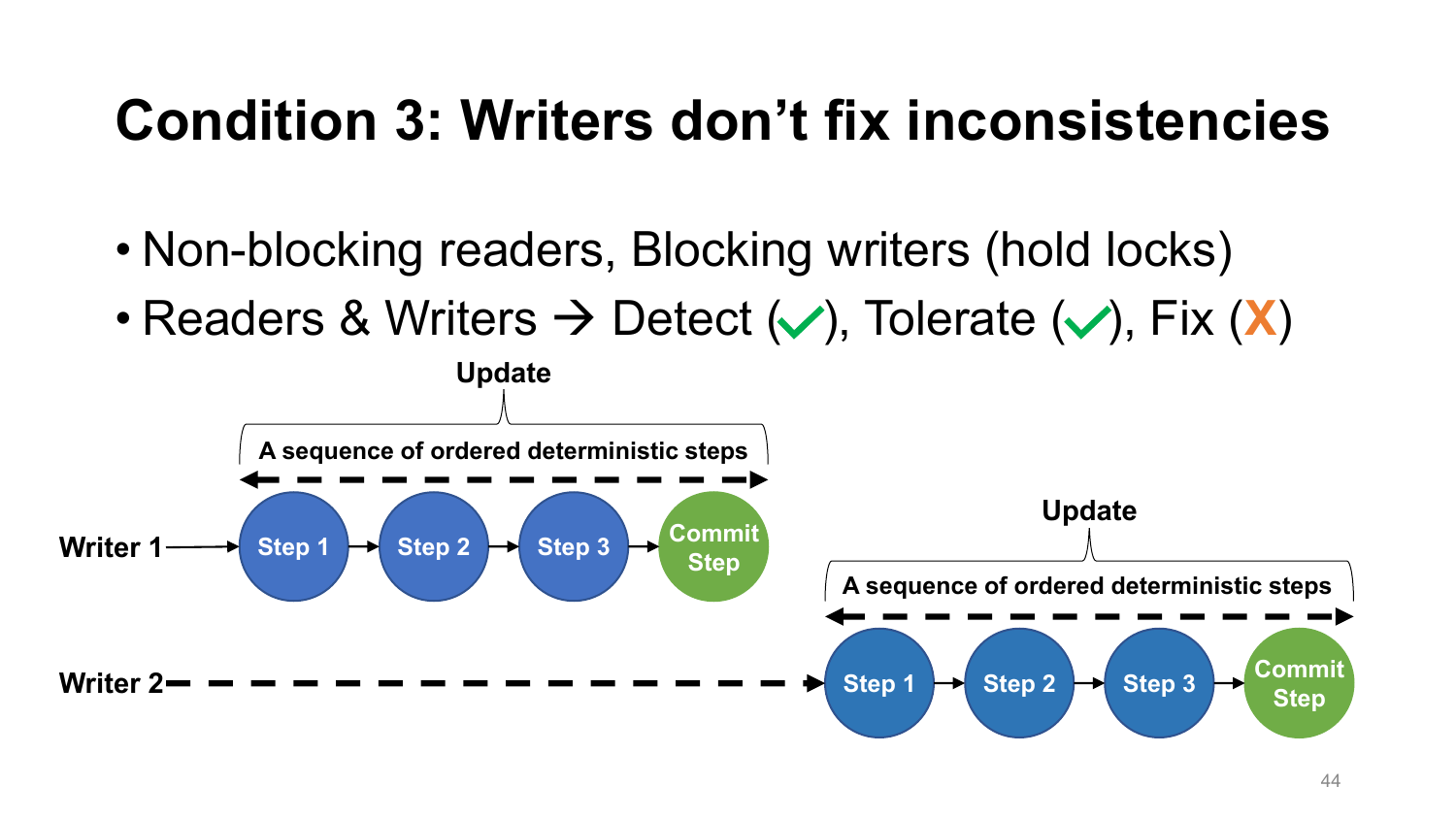# Condition 3: Writers don't fix inconsistencies

- Non-blocking readers, Blocking writers (hold locks)
- Readers & Writers → Detect (✓), Tolerate (✓), Fix (X)

Update

A sequence of ordered deterministic steps

Writer 1 → Step 1 → Step 2 → Step 3 → Commit Step

Update

A sequence of ordered deterministic steps

Writer 2 → Step 1 → Step 2 → Step 3 → Commit Step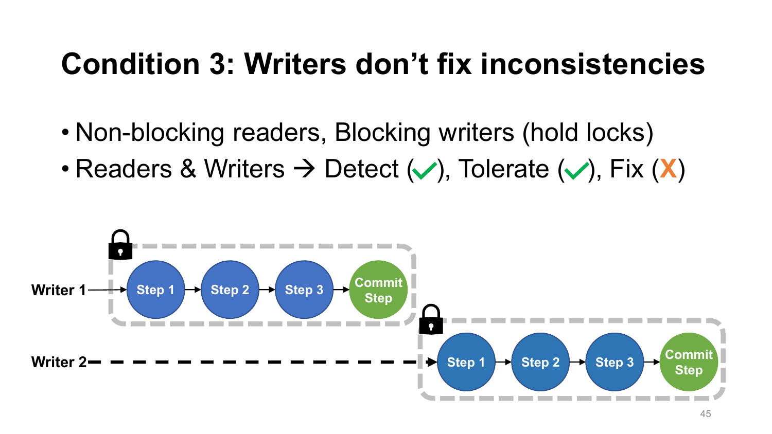# Condition 3: Writers don’t fix inconsistencies

- Non-blocking readers, Blocking writers (hold locks)
- Readers & Writers → Detect (✓), Tolerate (✓), Fix (X)

Writer 1 → Step 1 → Step 2 → Step 3 → Commit Step

Writer 2 → Step 1 → Step 2 → Step 3 → Commit Step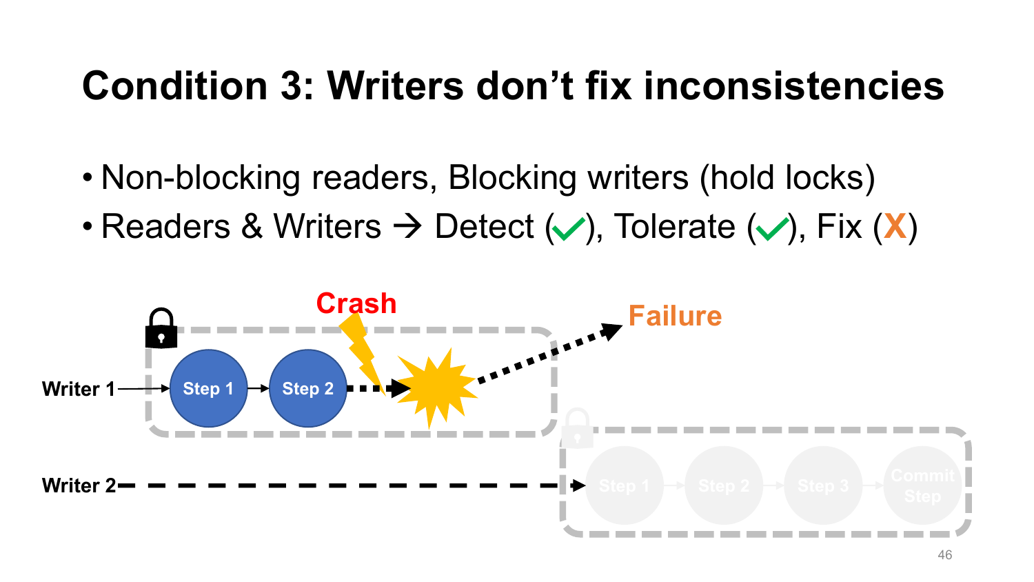# Condition 3: Writers don't fix inconsistencies

- Non-blocking readers, Blocking writers (hold locks)
- Readers & Writers → Detect (✓), Tolerate (✓), Fix (X)

Crash

Failure

Writer 1 → Step 1 → Step 2

Writer 2 → Step 1 → Step 2 → Step 3 → Commit Step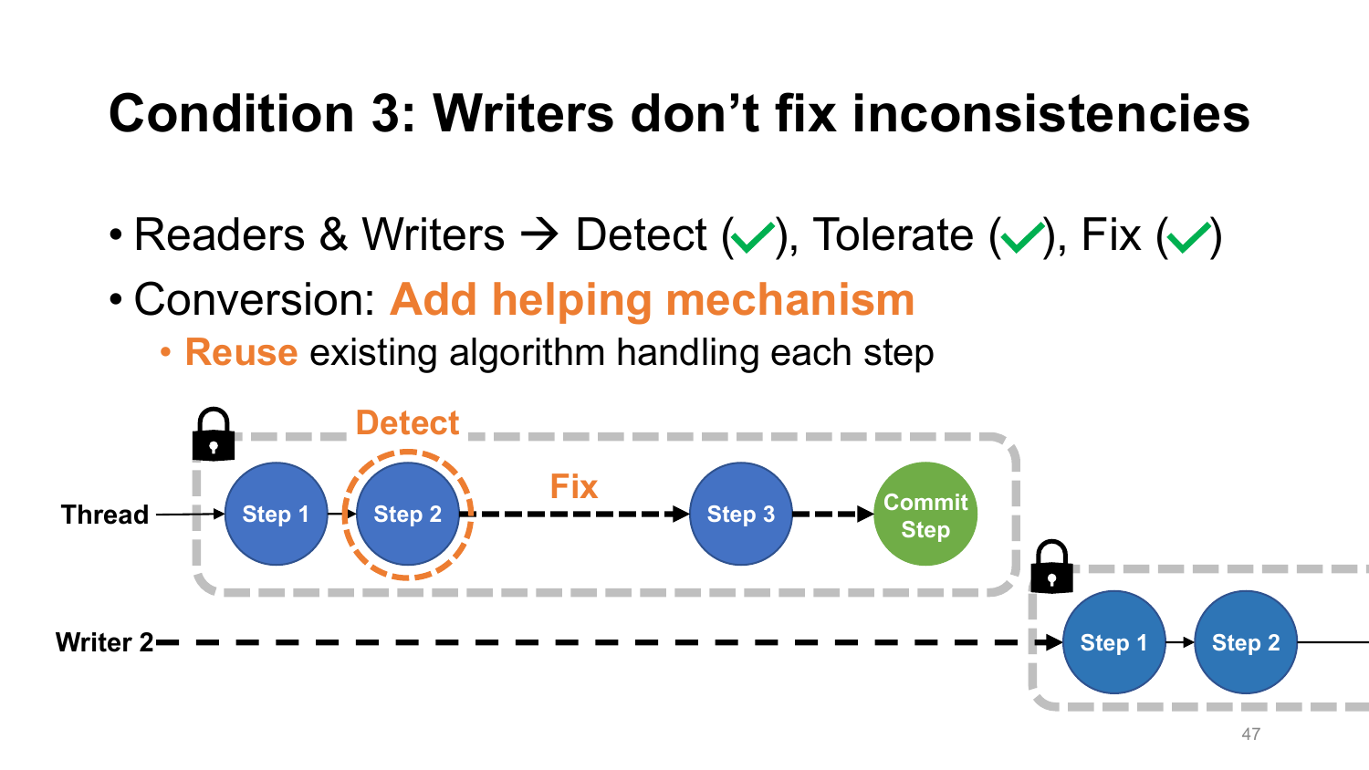# Condition 3: Writers don't fix inconsistencies

- Readers & Writers → Detect (✓), Tolerate (✓), Fix (✓)
- Conversion: **Add helping mechanism**
  - **Reuse** existing algorithm handling each step

Thread → Step 1 → Step 2 (Detect) → Fix → Step 3 → Commit Step

Writer 2 → Step 1 → Step 2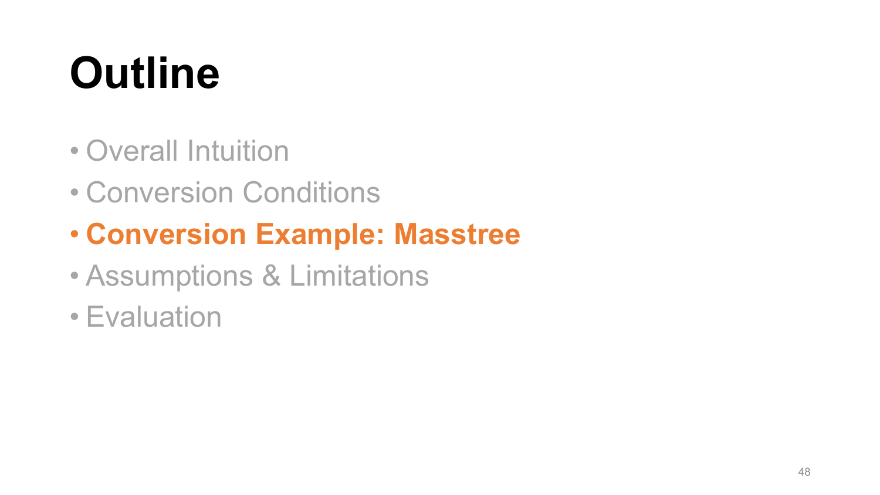# Outline

- Overall Intuition
- Conversion Conditions
- **Conversion Example: Masstree**
- Assumptions & Limitations
- Evaluation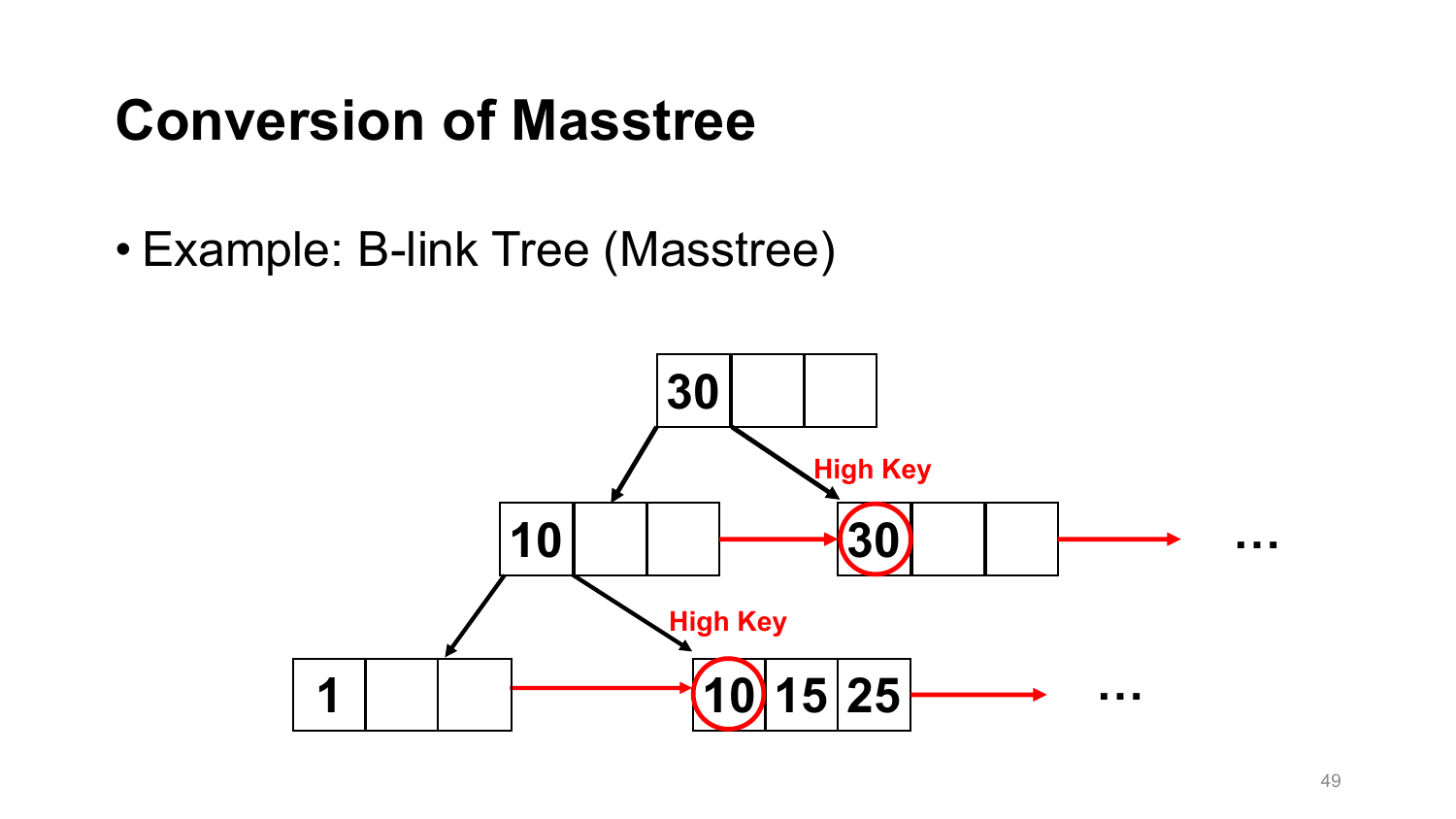# Conversion of Masstree

- Example: B-link Tree (Masstree)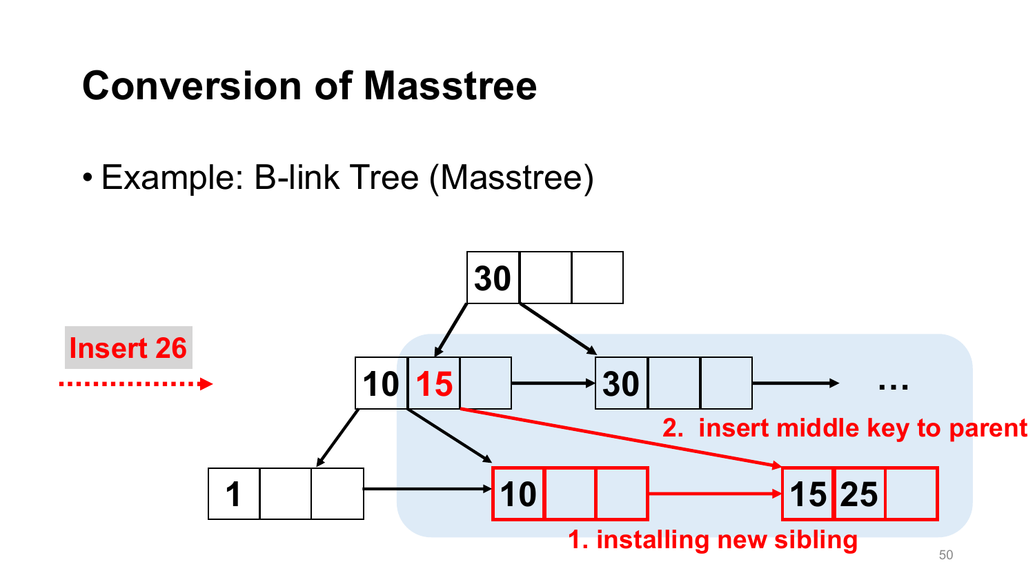# Conversion of Masstree

- Example: B-link Tree (Masstree)

Insert 26

2. insert middle key to parent

1. installing new sibling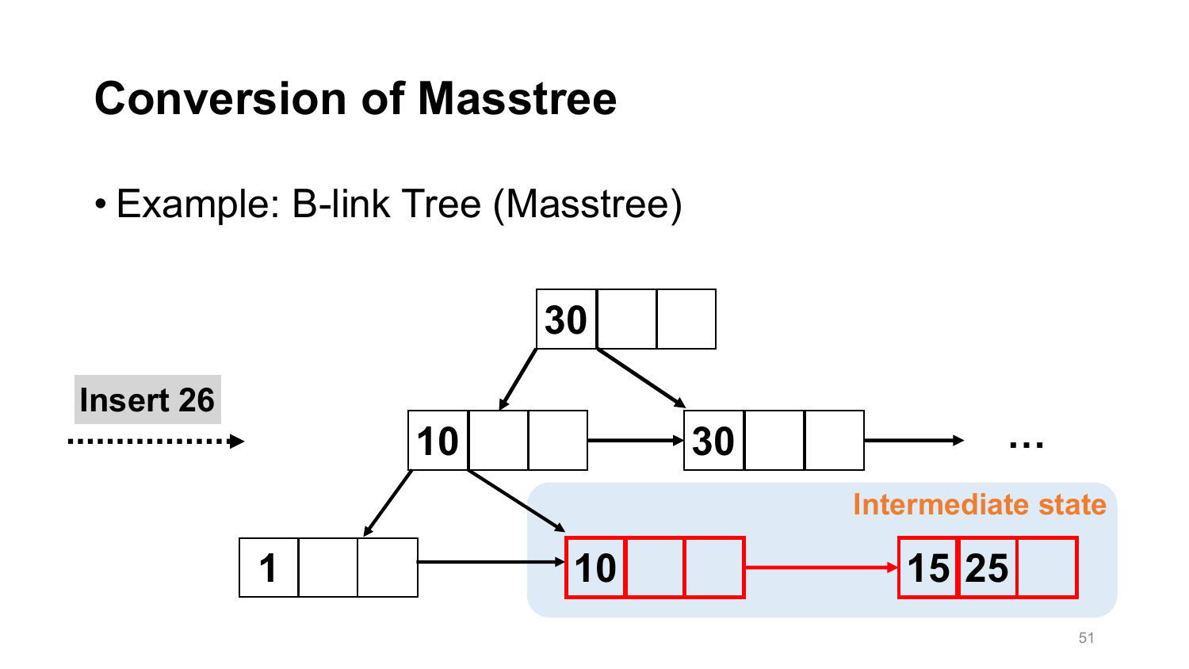# Conversion of Masstree

- Example: B-link Tree (Masstree)

Insert 26

Intermediate state

30

10 | 30 | …

1 | 10 | 15 25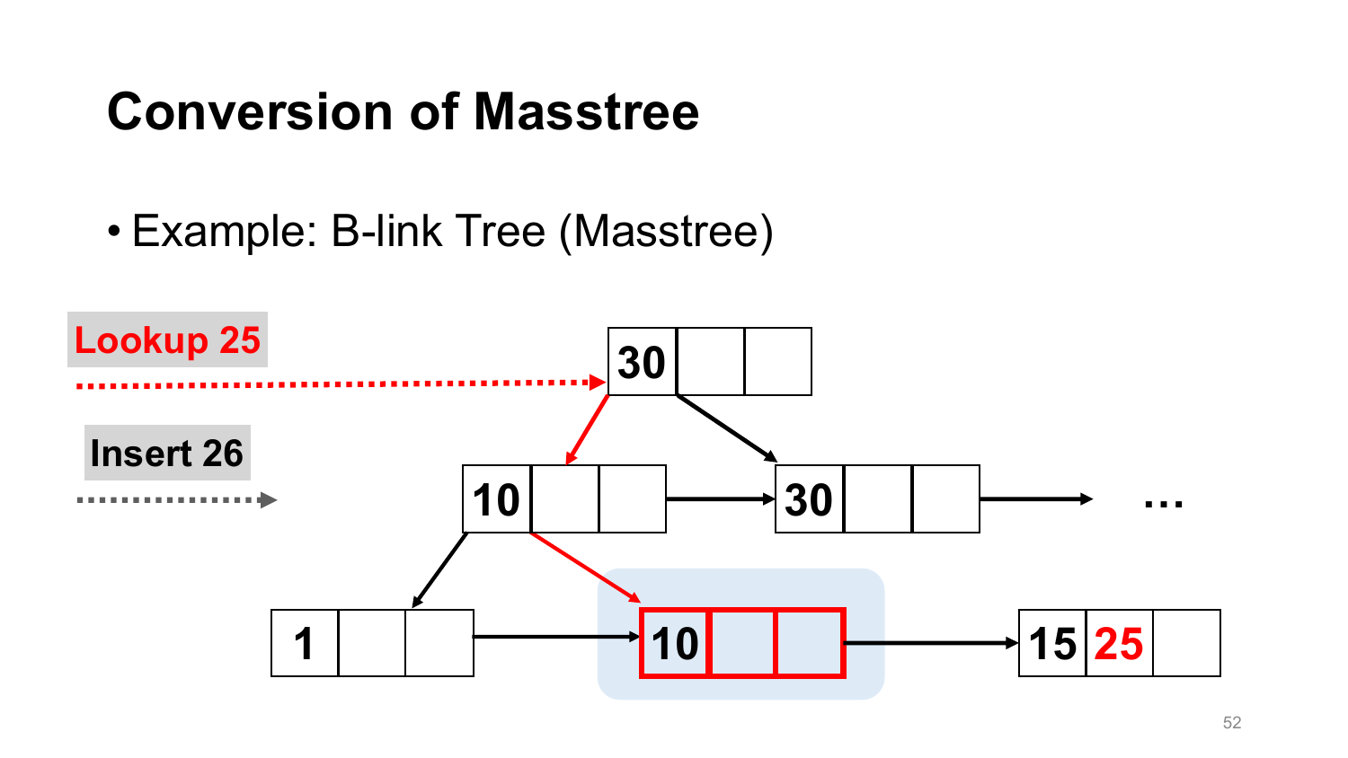# Conversion of Masstree

- Example: B-link Tree (Masstree)

Lookup 25

Insert 26

30

10 | 30 | …

1 | 10 | 15 25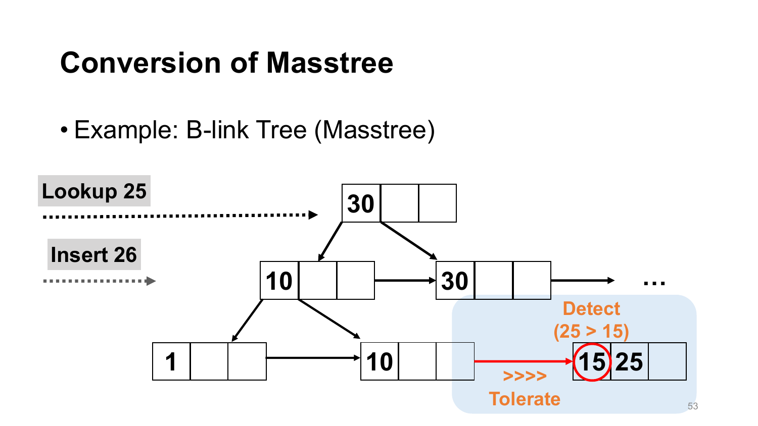# Conversion of Masstree

- Example: B-link Tree (Masstree)

Lookup 25

Insert 26

30

10

30

...

Detect (25 > 15)

1

10

15 25

>>>>

Tolerate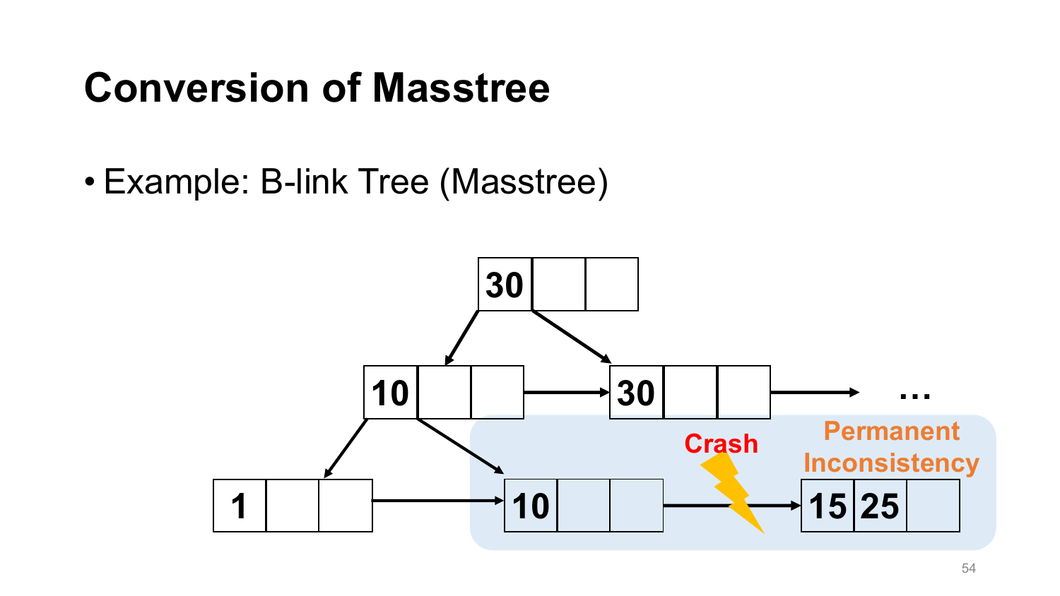# Conversion of Masstree

- Example: B-link Tree (Masstree)

30

10 | 30 | …

1 | 10 | Crash | 15 25

Permanent Inconsistency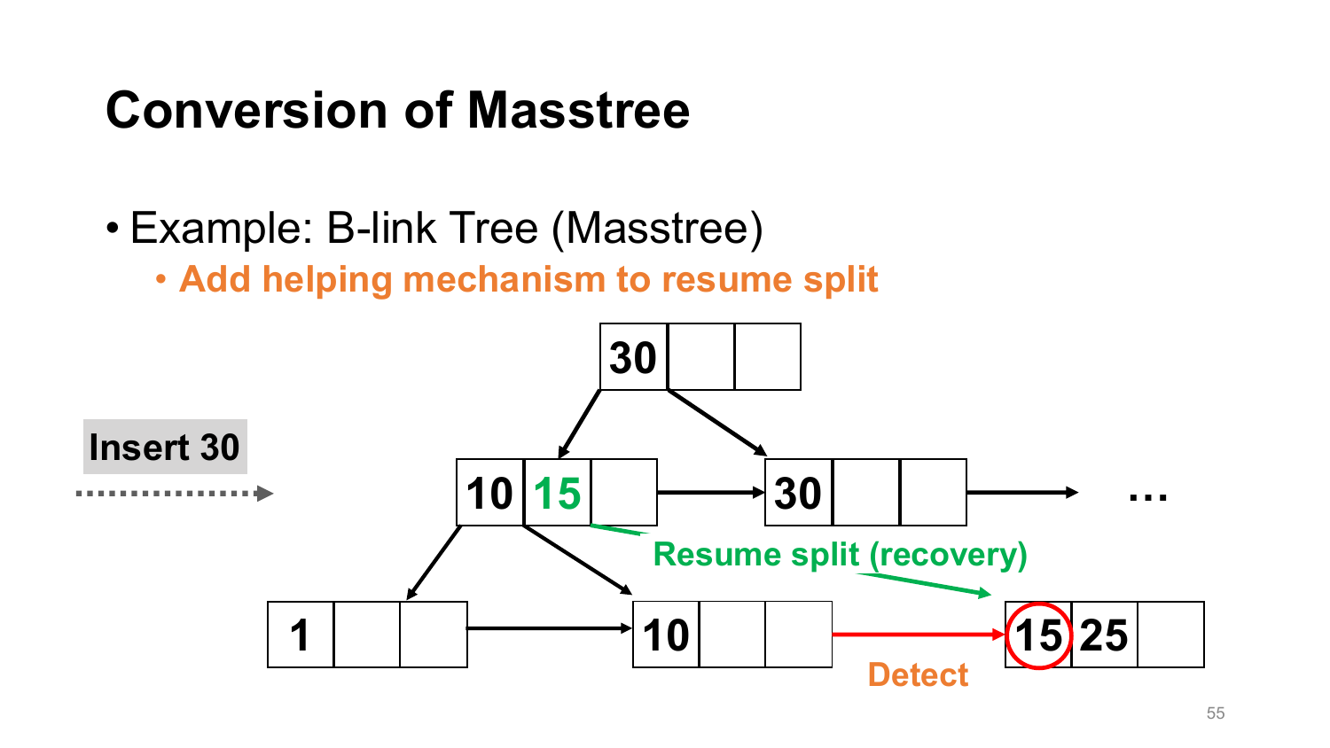# Conversion of Masstree

- Example: B-link Tree (Masstree)
  - **Add helping mechanism to resume split**

Insert 30

Resume split (recovery)

Detect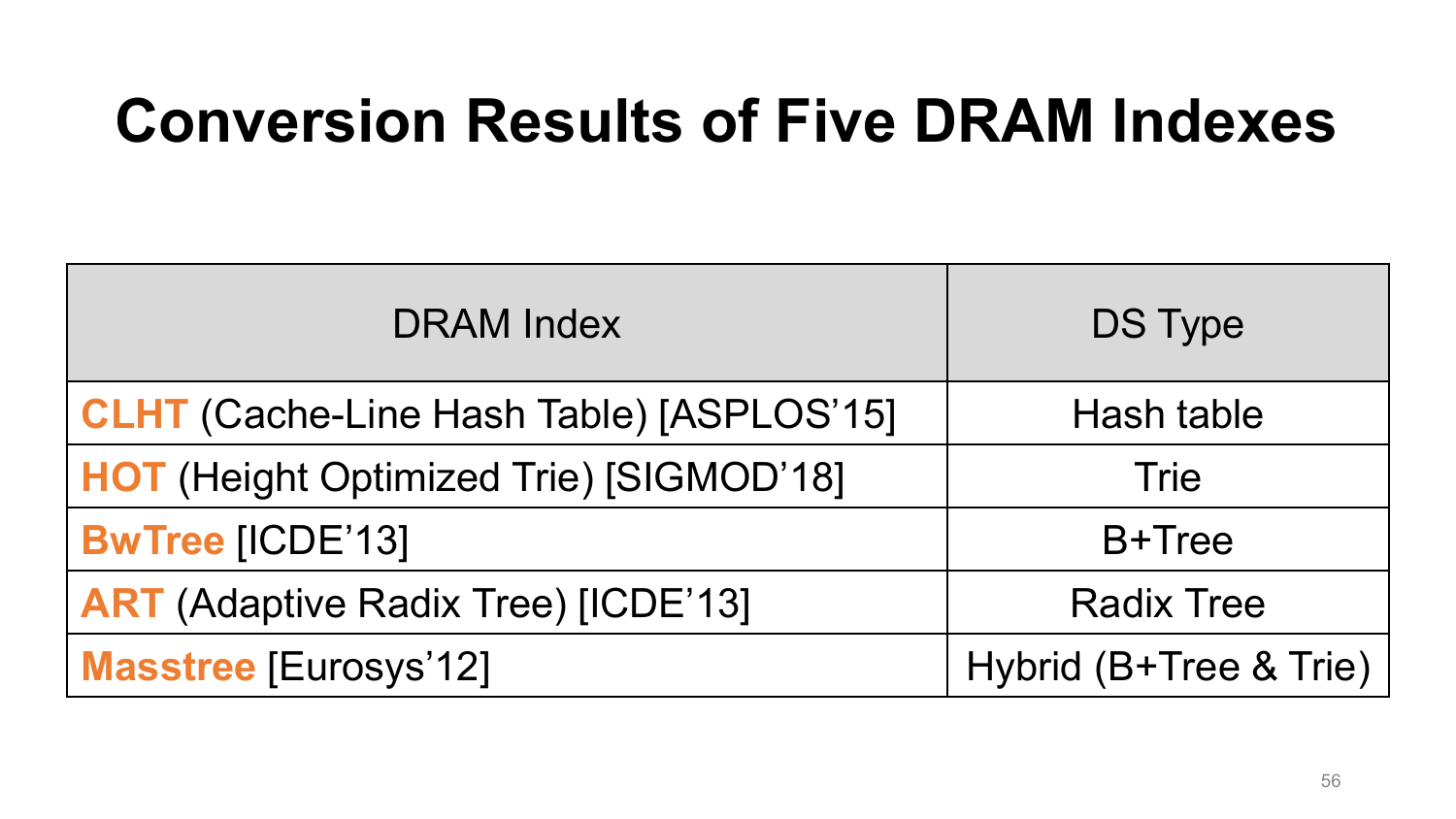# Conversion Results of Five DRAM Indexes

| DRAM Index | DS Type |
| --- | --- |
| **CLHT** (Cache-Line Hash Table) [ASPLOS'15] | Hash table |
| **HOT** (Height Optimized Trie) [SIGMOD'18] | Trie |
| **BwTree** [ICDE'13] | B+Tree |
| **ART** (Adaptive Radix Tree) [ICDE'13] | Radix Tree |
| **Masstree** [Eurosys'12] | Hybrid (B+Tree & Trie) |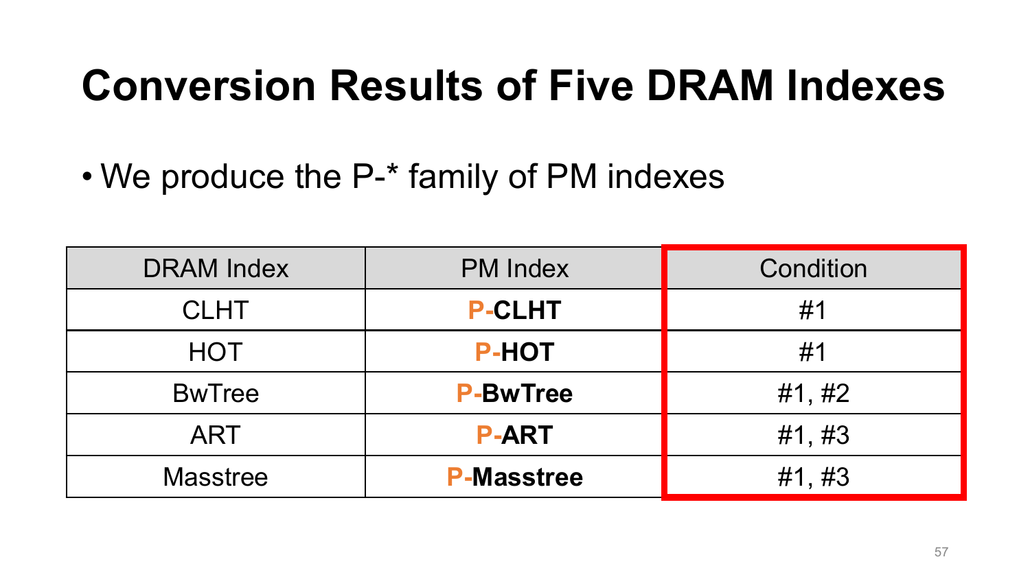# Conversion Results of Five DRAM Indexes

- We produce the P-* family of PM indexes

| DRAM Index | PM Index | Condition |
| --- | --- | --- |
| CLHT | **P-CLHT** | #1 |
| HOT | **P-HOT** | #1 |
| BwTree | **P-BwTree** | #1, #2 |
| ART | **P-ART** | #1, #3 |
| Masstree | **P-Masstree** | #1, #3 |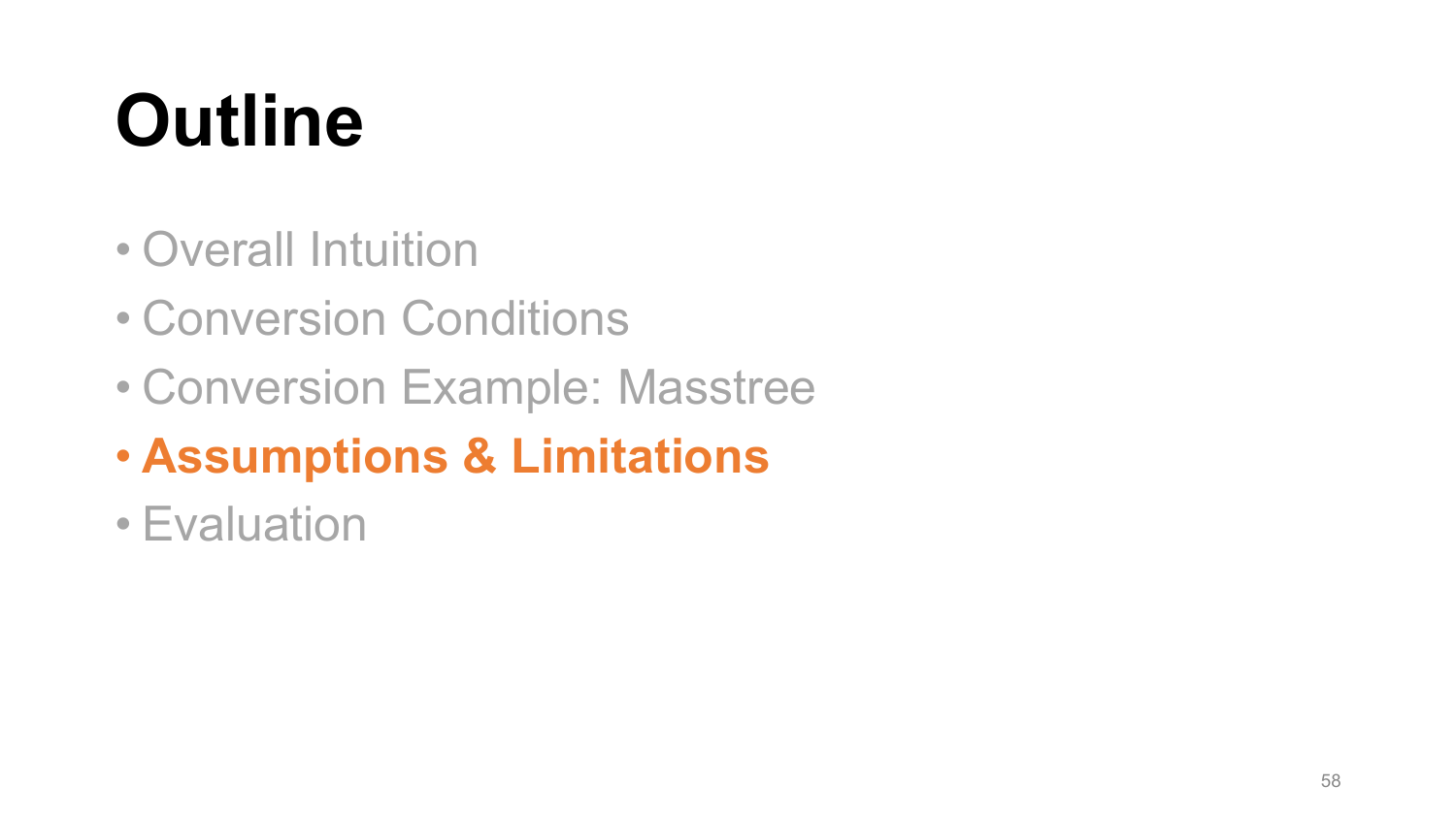# Outline

- Overall Intuition
- Conversion Conditions
- Conversion Example: Masstree
- **Assumptions & Limitations**
- Evaluation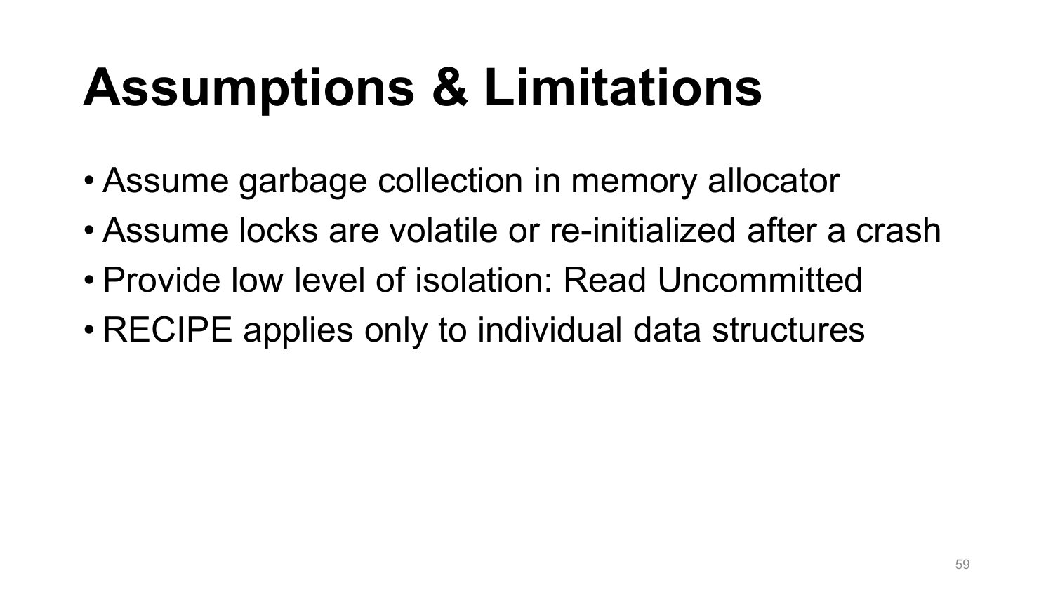# Assumptions & Limitations

- Assume garbage collection in memory allocator
- Assume locks are volatile or re-initialized after a crash
- Provide low level of isolation: Read Uncommitted
- RECIPE applies only to individual data structures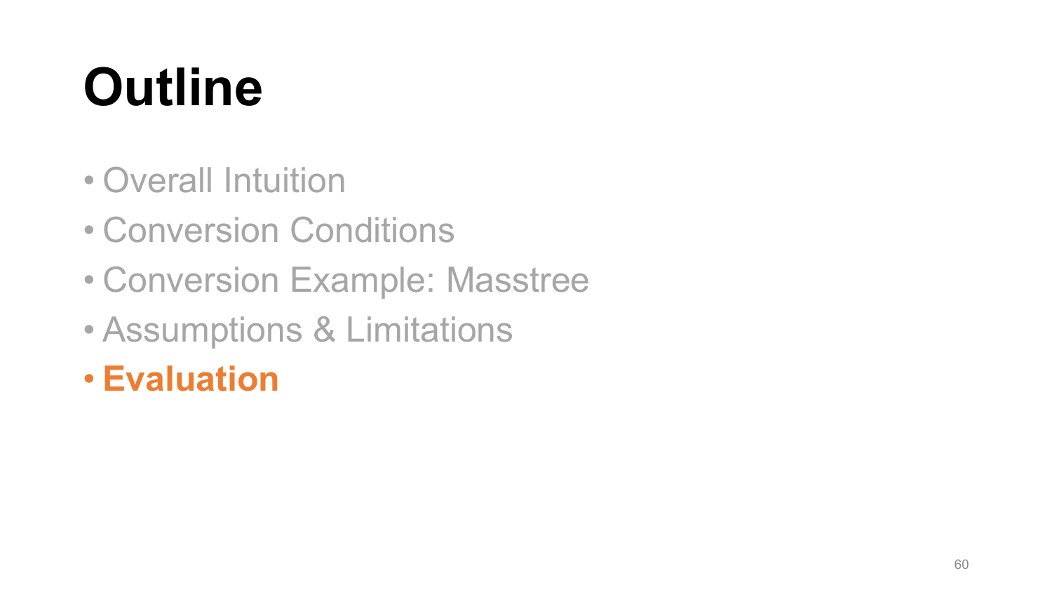# Outline

- Overall Intuition
- Conversion Conditions
- Conversion Example: Masstree
- Assumptions & Limitations
- **Evaluation**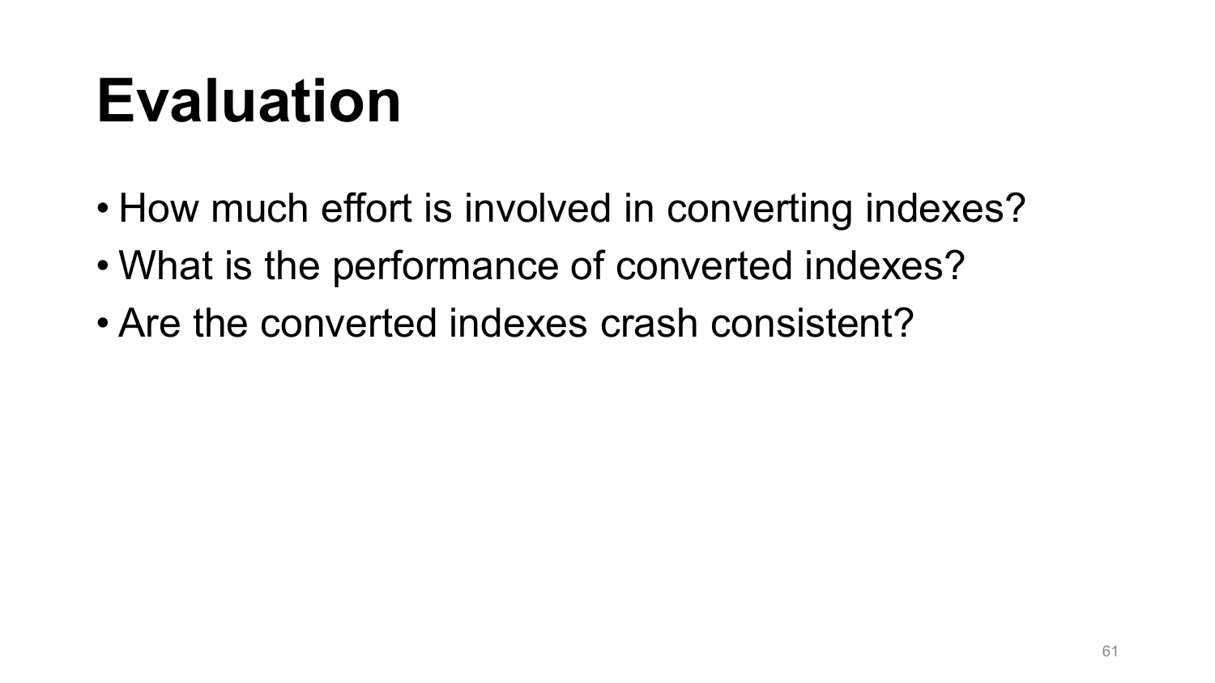# Evaluation

- How much effort is involved in converting indexes?
- What is the performance of converted indexes?
- Are the converted indexes crash consistent?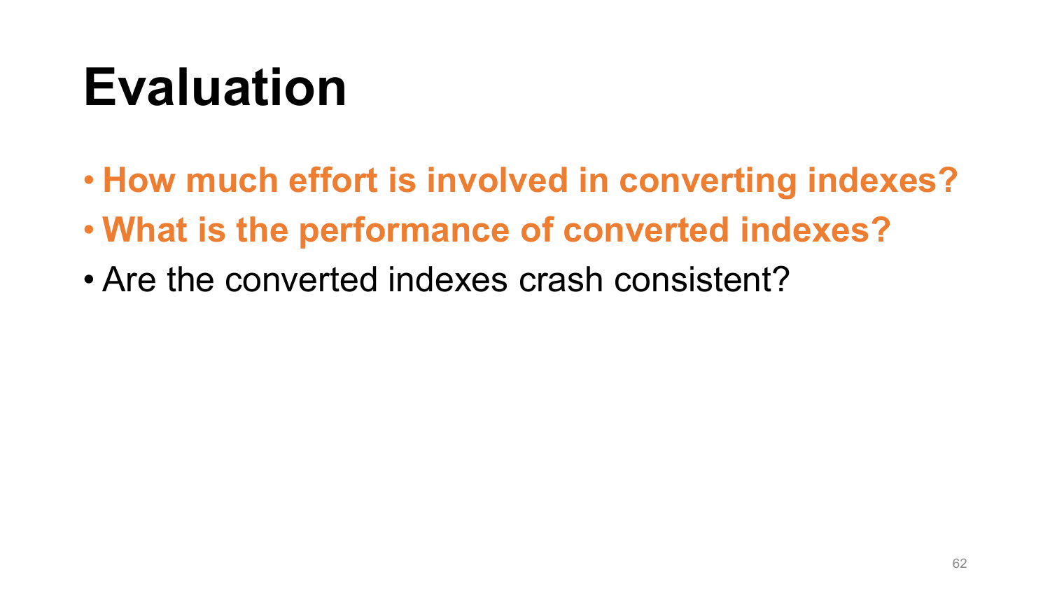# Evaluation

- **How much effort is involved in converting indexes?**
- **What is the performance of converted indexes?**
- Are the converted indexes crash consistent?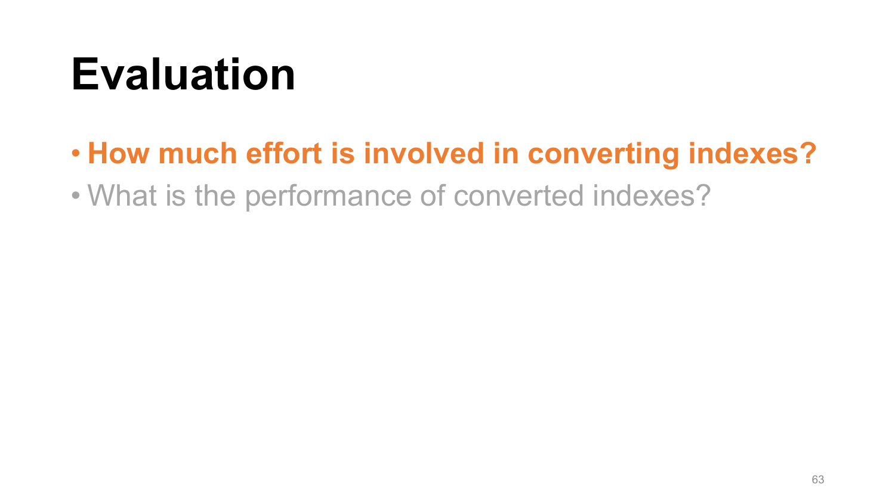# Evaluation

- **How much effort is involved in converting indexes?**
- What is the performance of converted indexes?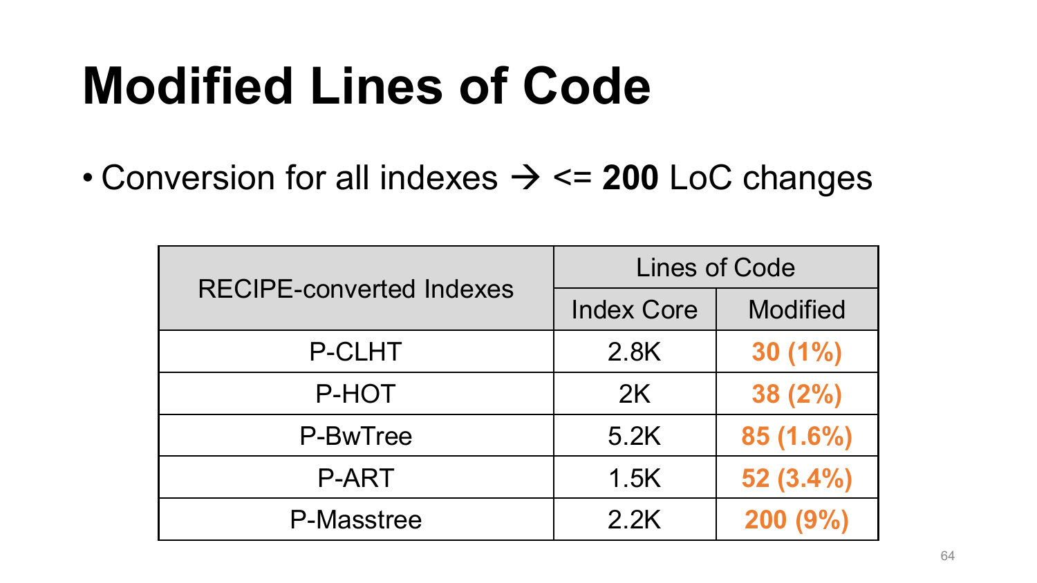# Modified Lines of Code

- Conversion for all indexes → <= **200** LoC changes

| RECIPE-converted Indexes | Lines of Code | |
|---|---|---|
| | Index Core | Modified |
| P-CLHT | 2.8K | **30 (1%)** |
| P-HOT | 2K | **38 (2%)** |
| P-BwTree | 5.2K | **85 (1.6%)** |
| P-ART | 1.5K | **52 (3.4%)** |
| P-Masstree | 2.2K | **200 (9%)** |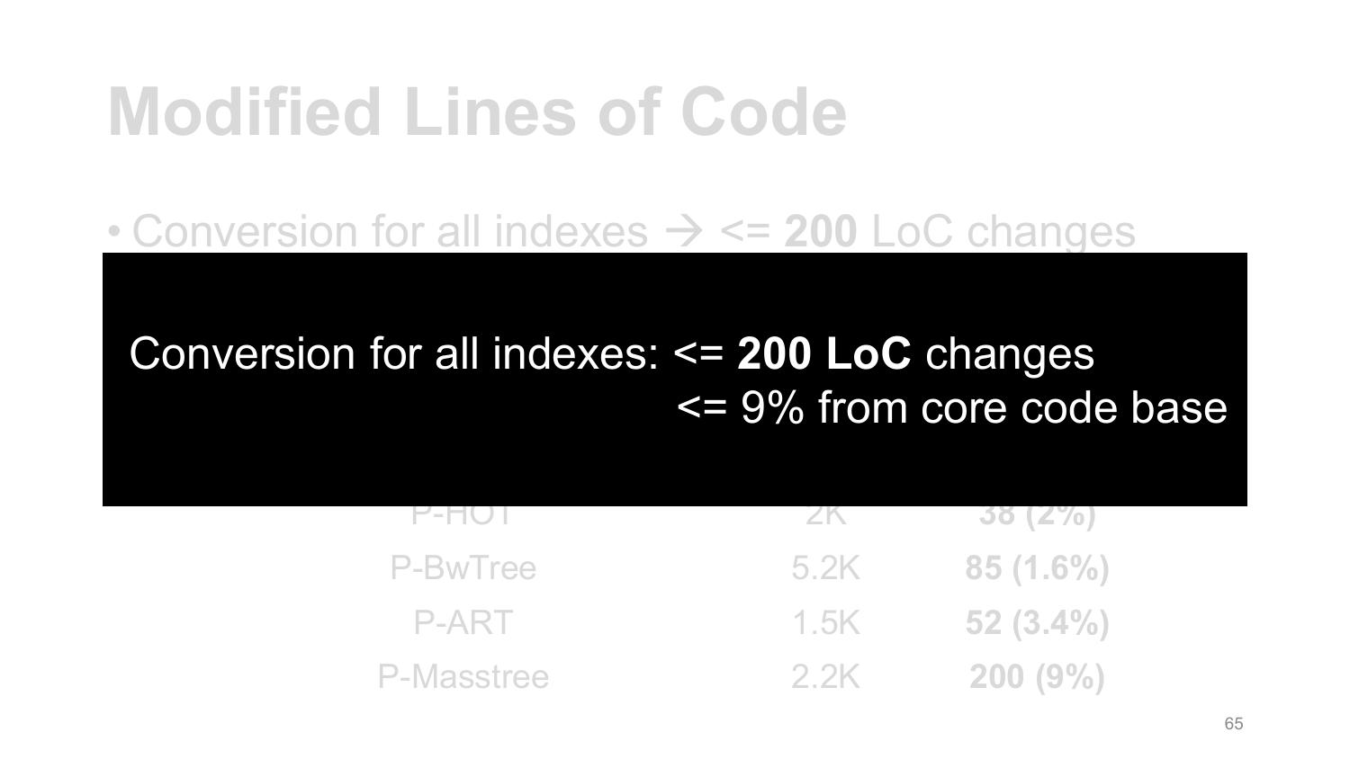# Modified Lines of Code

- Conversion for all indexes → <= **200** LoC changes

Conversion for all indexes: <= **200 LoC** changes
<= 9% from core code base

| | | |
|---|---|---|
| P-HOT | 2K | **38 (2%)** |
| P-BwTree | 5.2K | **85 (1.6%)** |
| P-ART | 1.5K | **52 (3.4%)** |
| P-Masstree | 2.2K | **200 (9%)** |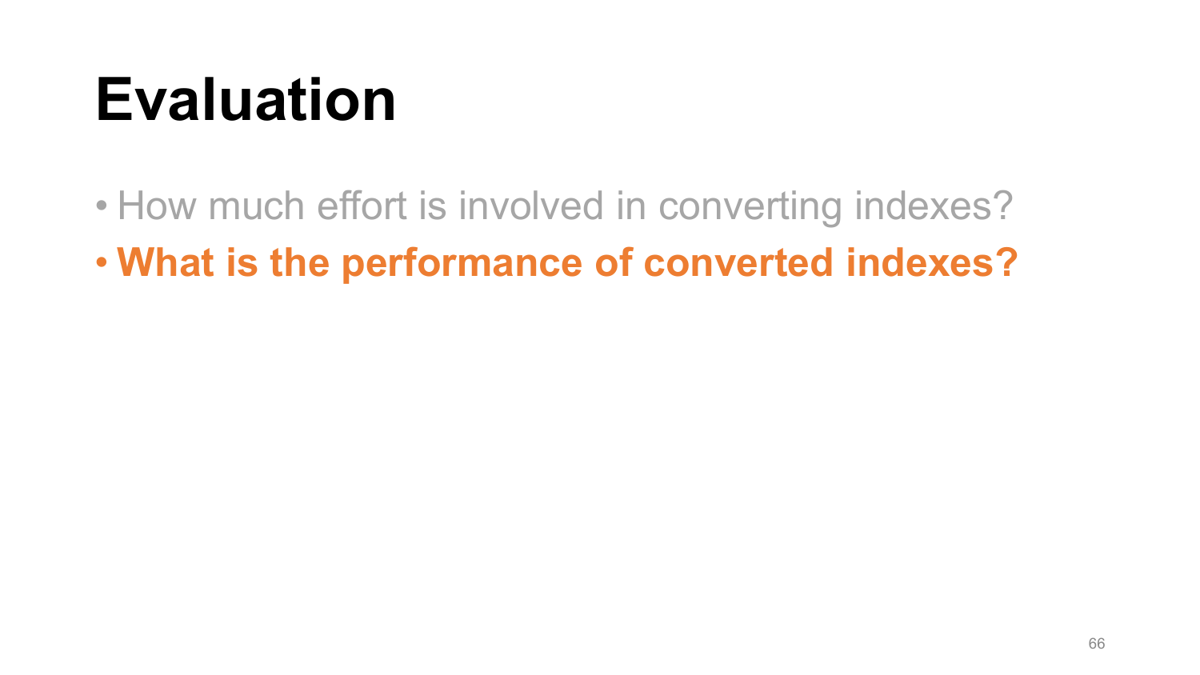# Evaluation

- How much effort is involved in converting indexes?
- **What is the performance of converted indexes?**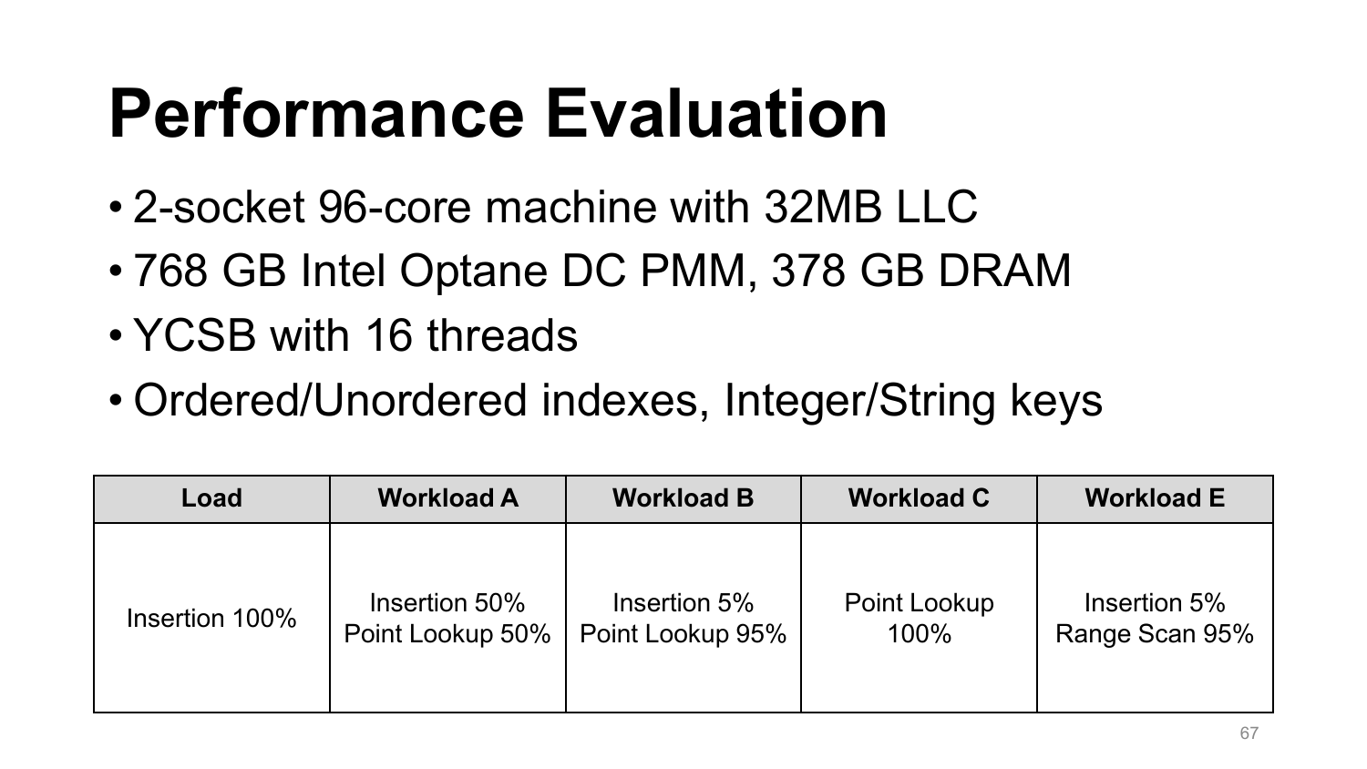# Performance Evaluation

- 2-socket 96-core machine with 32MB LLC
- 768 GB Intel Optane DC PMM, 378 GB DRAM
- YCSB with 16 threads
- Ordered/Unordered indexes, Integer/String keys

| Load | Workload A | Workload B | Workload C | Workload E |
| --- | --- | --- | --- | --- |
| Insertion 100% | Insertion 50%<br>Point Lookup 50% | Insertion 5%<br>Point Lookup 95% | Point Lookup 100% | Insertion 5%<br>Range Scan 95% |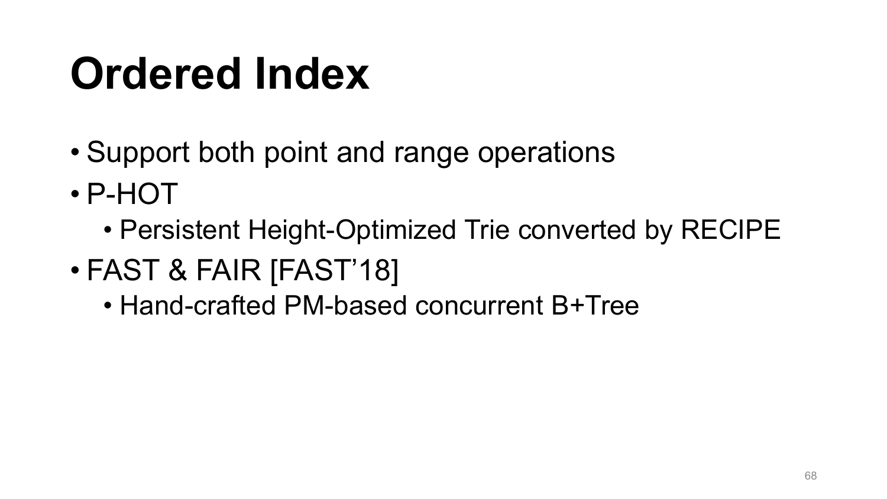# Ordered Index

- Support both point and range operations
- P-HOT
  - Persistent Height-Optimized Trie converted by RECIPE
- FAST & FAIR [FAST’18]
  - Hand-crafted PM-based concurrent B+Tree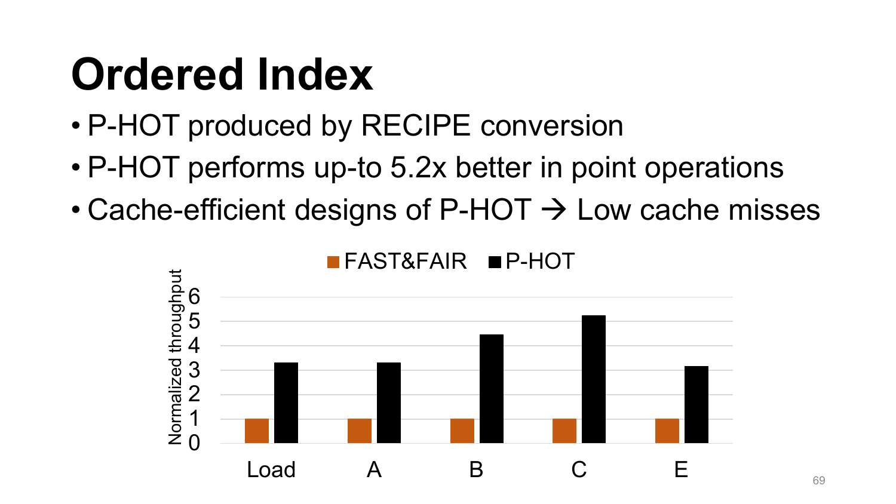# Ordered Index

- P-HOT produced by RECIPE conversion
- P-HOT performs up-to 5.2x better in point operations
- Cache-efficient designs of P-HOT → Low cache misses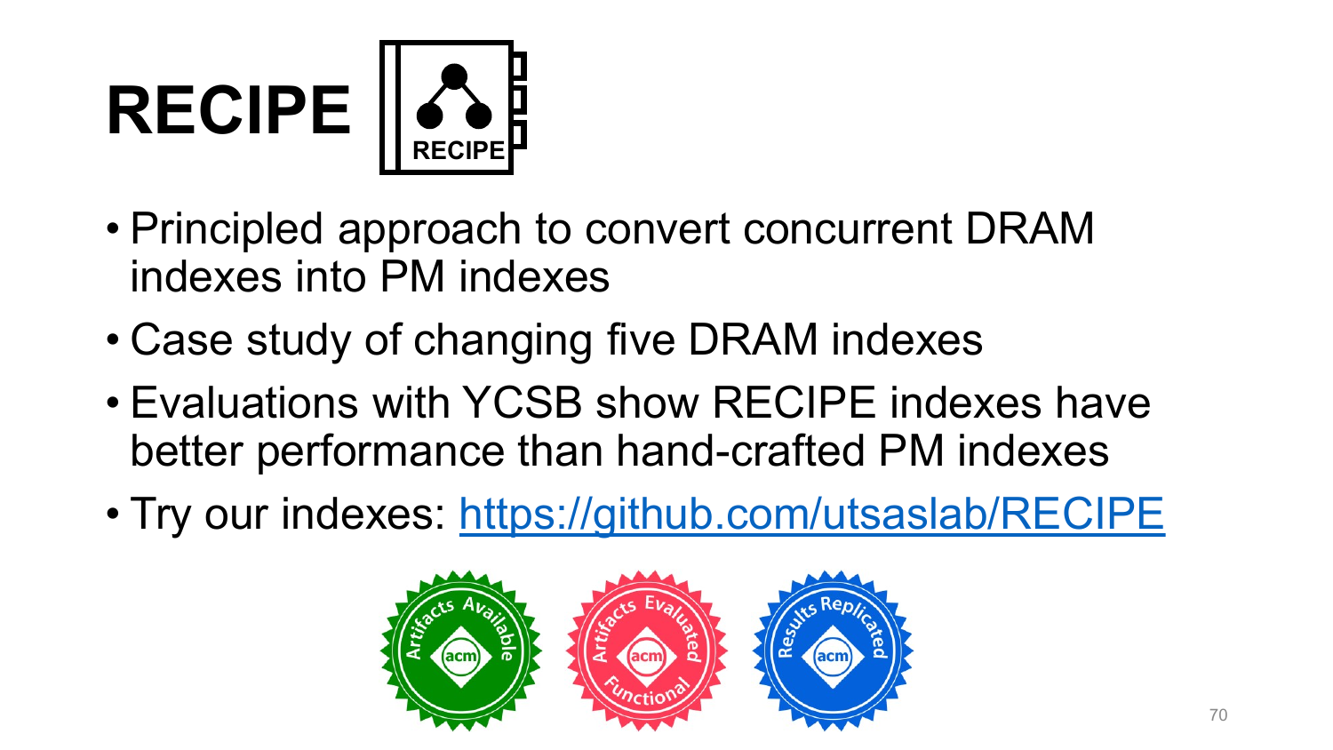# RECIPE

- Principled approach to convert concurrent DRAM indexes into PM indexes
- Case study of changing five DRAM indexes
- Evaluations with YCSB show RECIPE indexes have better performance than hand-crafted PM indexes
- Try our indexes: https://github.com/utsaslab/RECIPE